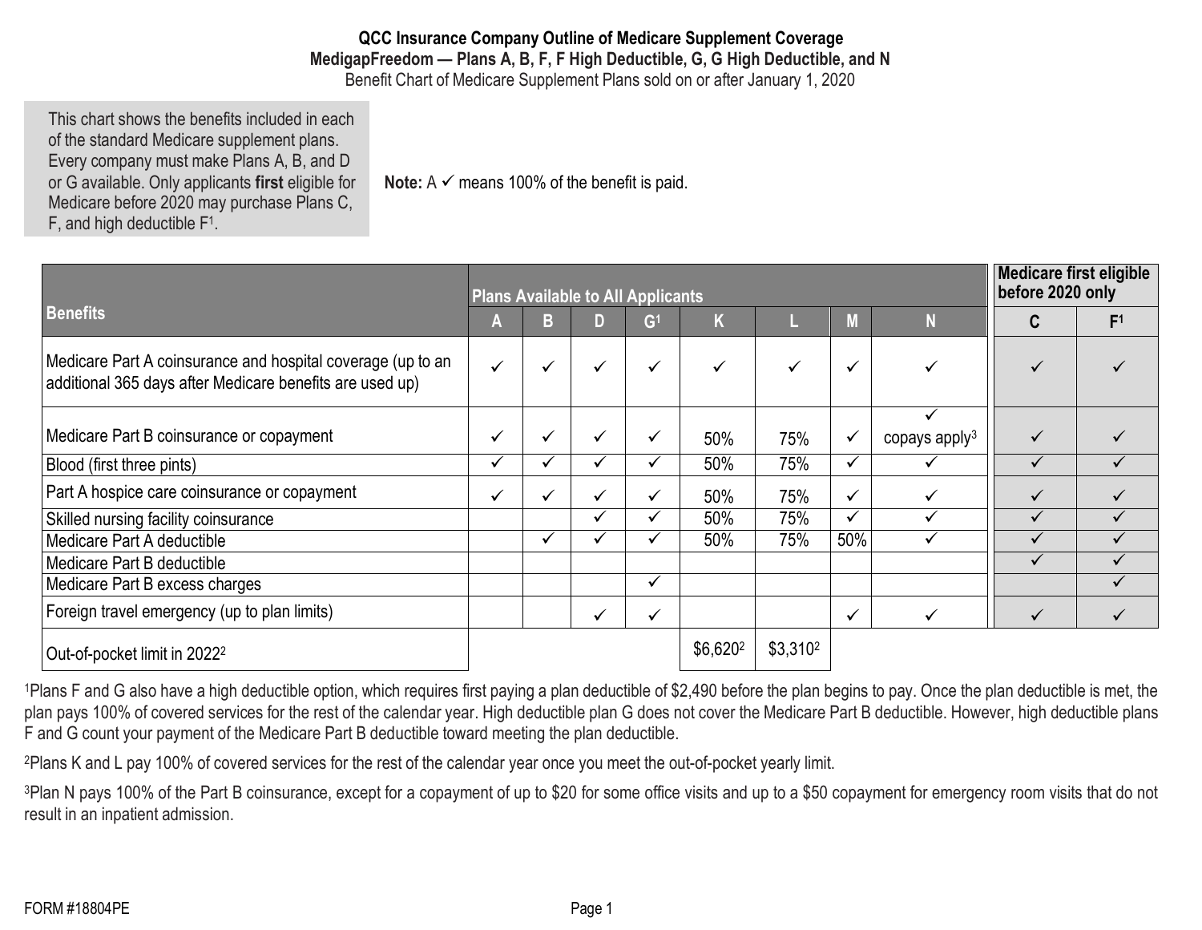**QCC Insurance Company Outline of Medicare Supplement Coverage**
**MedigapFreedom — Plans A, B, F, F High Deductible, G, G High Deductible, and N**
Benefit Chart of Medicare Supplement Plans sold on or after January 1, 2020

This chart shows the benefits included in each of the standard Medicare supplement plans. Every company must make Plans A, B, and D or G available. Only applicants **first** eligible for Medicare before 2020 may purchase Plans C, F, and high deductible F[1].

**Note:** A ✓ means 100% of the benefit is paid.

| Benefits | Plans Available to All Applicants | | | | | | | | Medicare first eligible before 2020 only | |
|---|---|---|---|---|---|---|---|---|---|---|
| | A | B | D | G[1] | K | L | M | N | C | F[1] |
| Medicare Part A coinsurance and hospital coverage (up to an additional 365 days after Medicare benefits are used up) | ✓ | ✓ | ✓ | ✓ | ✓ | ✓ | ✓ | ✓ | ✓ | ✓ |
| Medicare Part B coinsurance or copayment | ✓ | ✓ | ✓ | ✓ | 50% | 75% | ✓ | ✓ copays apply[3] | ✓ | ✓ |
| Blood (first three pints) | ✓ | ✓ | ✓ | ✓ | 50% | 75% | ✓ | ✓ | ✓ | ✓ |
| Part A hospice care coinsurance or copayment | ✓ | ✓ | ✓ | ✓ | 50% | 75% | ✓ | ✓ | ✓ | ✓ |
| Skilled nursing facility coinsurance | | | ✓ | ✓ | 50% | 75% | ✓ | ✓ | ✓ | ✓ |
| Medicare Part A deductible | | ✓ | ✓ | ✓ | 50% | 75% | 50% | ✓ | ✓ | ✓ |
| Medicare Part B deductible | | | | | | | | | ✓ | ✓ |
| Medicare Part B excess charges | | | | ✓ | | | | | | ✓ |
| Foreign travel emergency (up to plan limits) | | | ✓ | ✓ | | | ✓ | ✓ | ✓ | ✓ |
| Out-of-pocket limit in 2022[2] | | | | | $6,620[2] | $3,310[2] | | | | |

[1]Plans F and G also have a high deductible option, which requires first paying a plan deductible of $2,490 before the plan begins to pay. Once the plan deductible is met, the plan pays 100% of covered services for the rest of the calendar year. High deductible plan G does not cover the Medicare Part B deductible. However, high deductible plans F and G count your payment of the Medicare Part B deductible toward meeting the plan deductible.

[2]Plans K and L pay 100% of covered services for the rest of the calendar year once you meet the out-of-pocket yearly limit.

[3]Plan N pays 100% of the Part B coinsurance, except for a copayment of up to $20 for some office visits and up to a $50 copayment for emergency room visits that do not result in an inpatient admission.

FORM #18804PE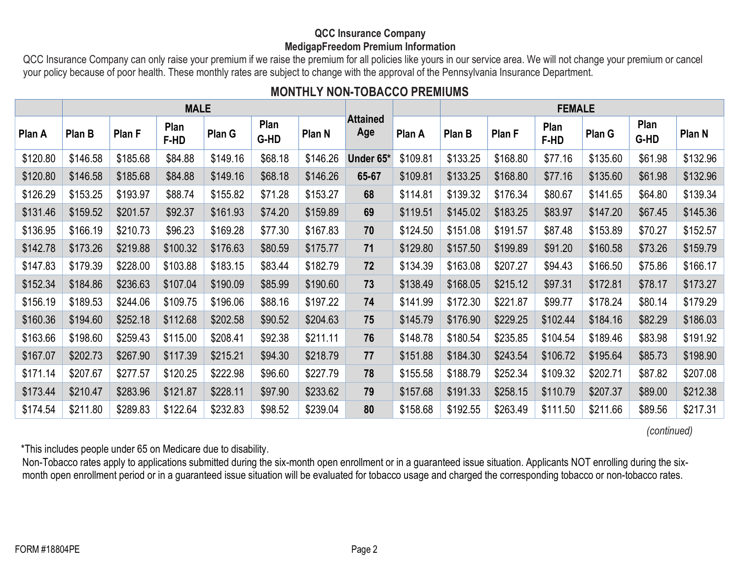**QCC Insurance Company**

**MedigapFreedom Premium Information**

QCC Insurance Company can only raise your premium if we raise the premium for all policies like yours in our service area. We will not change your premium or cancel your policy because of poor health. These monthly rates are subject to change with the approval of the Pennsylvania Insurance Department.

## MONTHLY NON-TOBACCO PREMIUMS

| MALE | | | | | | | Attained Age | FEMALE | | | | | | |
|---|---|---|---|---|---|---|---|---|---|---|---|---|---|---|
| Plan A | Plan B | Plan F | Plan F-HD | Plan G | Plan G-HD | Plan N | | Plan A | Plan B | Plan F | Plan F-HD | Plan G | Plan G-HD | Plan N |
| $120.80 | $146.58 | $185.68 | $84.88 | $149.16 | $68.18 | $146.26 | **Under 65*** | $109.81 | $133.25 | $168.80 | $77.16 | $135.60 | $61.98 | $132.96 |
| $120.80 | $146.58 | $185.68 | $84.88 | $149.16 | $68.18 | $146.26 | **65-67** | $109.81 | $133.25 | $168.80 | $77.16 | $135.60 | $61.98 | $132.96 |
| $126.29 | $153.25 | $193.97 | $88.74 | $155.82 | $71.28 | $153.27 | **68** | $114.81 | $139.32 | $176.34 | $80.67 | $141.65 | $64.80 | $139.34 |
| $131.46 | $159.52 | $201.57 | $92.37 | $161.93 | $74.20 | $159.89 | **69** | $119.51 | $145.02 | $183.25 | $83.97 | $147.20 | $67.45 | $145.36 |
| $136.95 | $166.19 | $210.73 | $96.23 | $169.28 | $77.30 | $167.83 | **70** | $124.50 | $151.08 | $191.57 | $87.48 | $153.89 | $70.27 | $152.57 |
| $142.78 | $173.26 | $219.88 | $100.32 | $176.63 | $80.59 | $175.77 | **71** | $129.80 | $157.50 | $199.89 | $91.20 | $160.58 | $73.26 | $159.79 |
| $147.83 | $179.39 | $228.00 | $103.88 | $183.15 | $83.44 | $182.79 | **72** | $134.39 | $163.08 | $207.27 | $94.43 | $166.50 | $75.86 | $166.17 |
| $152.34 | $184.86 | $236.63 | $107.04 | $190.09 | $85.99 | $190.60 | **73** | $138.49 | $168.05 | $215.12 | $97.31 | $172.81 | $78.17 | $173.27 |
| $156.19 | $189.53 | $244.06 | $109.75 | $196.06 | $88.16 | $197.22 | **74** | $141.99 | $172.30 | $221.87 | $99.77 | $178.24 | $80.14 | $179.29 |
| $160.36 | $194.60 | $252.18 | $112.68 | $202.58 | $90.52 | $204.63 | **75** | $145.79 | $176.90 | $229.25 | $102.44 | $184.16 | $82.29 | $186.03 |
| $163.66 | $198.60 | $259.43 | $115.00 | $208.41 | $92.38 | $211.11 | **76** | $148.78 | $180.54 | $235.85 | $104.54 | $189.46 | $83.98 | $191.92 |
| $167.07 | $202.73 | $267.90 | $117.39 | $215.21 | $94.30 | $218.79 | **77** | $151.88 | $184.30 | $243.54 | $106.72 | $195.64 | $85.73 | $198.90 |
| $171.14 | $207.67 | $277.57 | $120.25 | $222.98 | $96.60 | $227.79 | **78** | $155.58 | $188.79 | $252.34 | $109.32 | $202.71 | $87.82 | $207.08 |
| $173.44 | $210.47 | $283.96 | $121.87 | $228.11 | $97.90 | $233.62 | **79** | $157.68 | $191.33 | $258.15 | $110.79 | $207.37 | $89.00 | $212.38 |
| $174.54 | $211.80 | $289.83 | $122.64 | $232.83 | $98.52 | $239.04 | **80** | $158.68 | $192.55 | $263.49 | $111.50 | $211.66 | $89.56 | $217.31 |

*(continued)*

*This includes people under 65 on Medicare due to disability.

Non-Tobacco rates apply to applications submitted during the six-month open enrollment or in a guaranteed issue situation. Applicants NOT enrolling during the six-month open enrollment period or in a guaranteed issue situation will be evaluated for tobacco usage and charged the corresponding tobacco or non-tobacco rates.

FORM #18804PE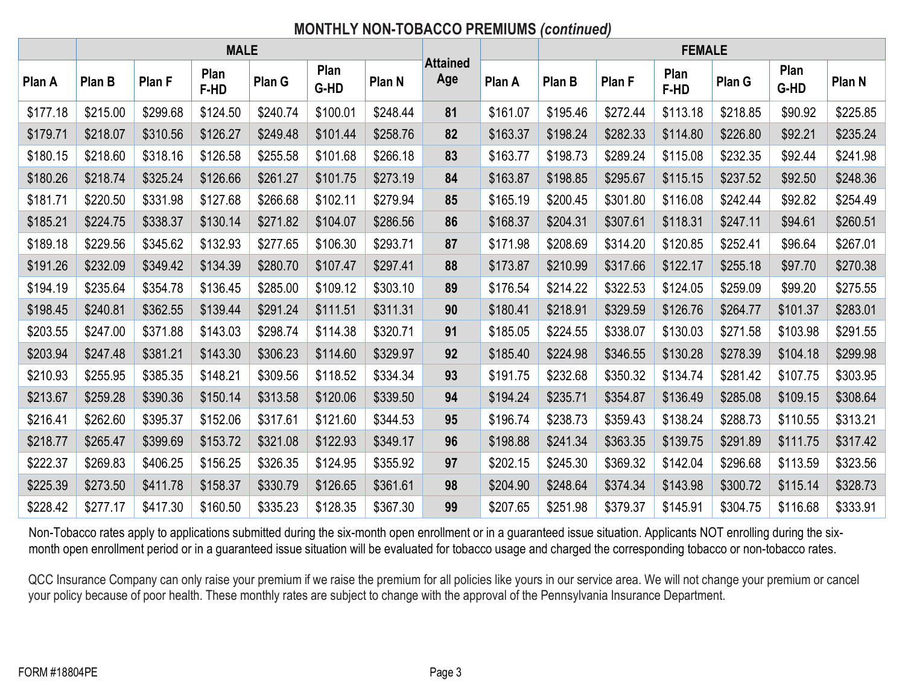## MONTHLY NON-TOBACCO PREMIUMS *(continued)*

| MALE | | | | | | | Attained Age | FEMALE | | | | | | |
|---|---|---|---|---|---|---|---|---|---|---|---|---|---|---|
| Plan A | Plan B | Plan F | Plan F-HD | Plan G | Plan G-HD | Plan N | | Plan A | Plan B | Plan F | Plan F-HD | Plan G | Plan G-HD | Plan N |
| $177.18 | $215.00 | $299.68 | $124.50 | $240.74 | $100.01 | $248.44 | **81** | $161.07 | $195.46 | $272.44 | $113.18 | $218.85 | $90.92 | $225.85 |
| $179.71 | $218.07 | $310.56 | $126.27 | $249.48 | $101.44 | $258.76 | **82** | $163.37 | $198.24 | $282.33 | $114.80 | $226.80 | $92.21 | $235.24 |
| $180.15 | $218.60 | $318.16 | $126.58 | $255.58 | $101.68 | $266.18 | **83** | $163.77 | $198.73 | $289.24 | $115.08 | $232.35 | $92.44 | $241.98 |
| $180.26 | $218.74 | $325.24 | $126.66 | $261.27 | $101.75 | $273.19 | **84** | $163.87 | $198.85 | $295.67 | $115.15 | $237.52 | $92.50 | $248.36 |
| $181.71 | $220.50 | $331.98 | $127.68 | $266.68 | $102.11 | $279.94 | **85** | $165.19 | $200.45 | $301.80 | $116.08 | $242.44 | $92.82 | $254.49 |
| $185.21 | $224.75 | $338.37 | $130.14 | $271.82 | $104.07 | $286.56 | **86** | $168.37 | $204.31 | $307.61 | $118.31 | $247.11 | $94.61 | $260.51 |
| $189.18 | $229.56 | $345.62 | $132.93 | $277.65 | $106.30 | $293.71 | **87** | $171.98 | $208.69 | $314.20 | $120.85 | $252.41 | $96.64 | $267.01 |
| $191.26 | $232.09 | $349.42 | $134.39 | $280.70 | $107.47 | $297.41 | **88** | $173.87 | $210.99 | $317.66 | $122.17 | $255.18 | $97.70 | $270.38 |
| $194.19 | $235.64 | $354.78 | $136.45 | $285.00 | $109.12 | $303.10 | **89** | $176.54 | $214.22 | $322.53 | $124.05 | $259.09 | $99.20 | $275.55 |
| $198.45 | $240.81 | $362.55 | $139.44 | $291.24 | $111.51 | $311.31 | **90** | $180.41 | $218.91 | $329.59 | $126.76 | $264.77 | $101.37 | $283.01 |
| $203.55 | $247.00 | $371.88 | $143.03 | $298.74 | $114.38 | $320.71 | **91** | $185.05 | $224.55 | $338.07 | $130.03 | $271.58 | $103.98 | $291.55 |
| $203.94 | $247.48 | $381.21 | $143.30 | $306.23 | $114.60 | $329.97 | **92** | $185.40 | $224.98 | $346.55 | $130.28 | $278.39 | $104.18 | $299.98 |
| $210.93 | $255.95 | $385.35 | $148.21 | $309.56 | $118.52 | $334.34 | **93** | $191.75 | $232.68 | $350.32 | $134.74 | $281.42 | $107.75 | $303.95 |
| $213.67 | $259.28 | $390.36 | $150.14 | $313.58 | $120.06 | $339.50 | **94** | $194.24 | $235.71 | $354.87 | $136.49 | $285.08 | $109.15 | $308.64 |
| $216.41 | $262.60 | $395.37 | $152.06 | $317.61 | $121.60 | $344.53 | **95** | $196.74 | $238.73 | $359.43 | $138.24 | $288.73 | $110.55 | $313.21 |
| $218.77 | $265.47 | $399.69 | $153.72 | $321.08 | $122.93 | $349.17 | **96** | $198.88 | $241.34 | $363.35 | $139.75 | $291.89 | $111.75 | $317.42 |
| $222.37 | $269.83 | $406.25 | $156.25 | $326.35 | $124.95 | $355.92 | **97** | $202.15 | $245.30 | $369.32 | $142.04 | $296.68 | $113.59 | $323.56 |
| $225.39 | $273.50 | $411.78 | $158.37 | $330.79 | $126.65 | $361.61 | **98** | $204.90 | $248.64 | $374.34 | $143.98 | $300.72 | $115.14 | $328.73 |
| $228.42 | $277.17 | $417.30 | $160.50 | $335.23 | $128.35 | $367.30 | **99** | $207.65 | $251.98 | $379.37 | $145.91 | $304.75 | $116.68 | $333.91 |

Non-Tobacco rates apply to applications submitted during the six-month open enrollment or in a guaranteed issue situation. Applicants NOT enrolling during the six-month open enrollment period or in a guaranteed issue situation will be evaluated for tobacco usage and charged the corresponding tobacco or non-tobacco rates.

QCC Insurance Company can only raise your premium if we raise the premium for all policies like yours in our service area. We will not change your premium or cancel your policy because of poor health. These monthly rates are subject to change with the approval of the Pennsylvania Insurance Department.

FORM #18804PE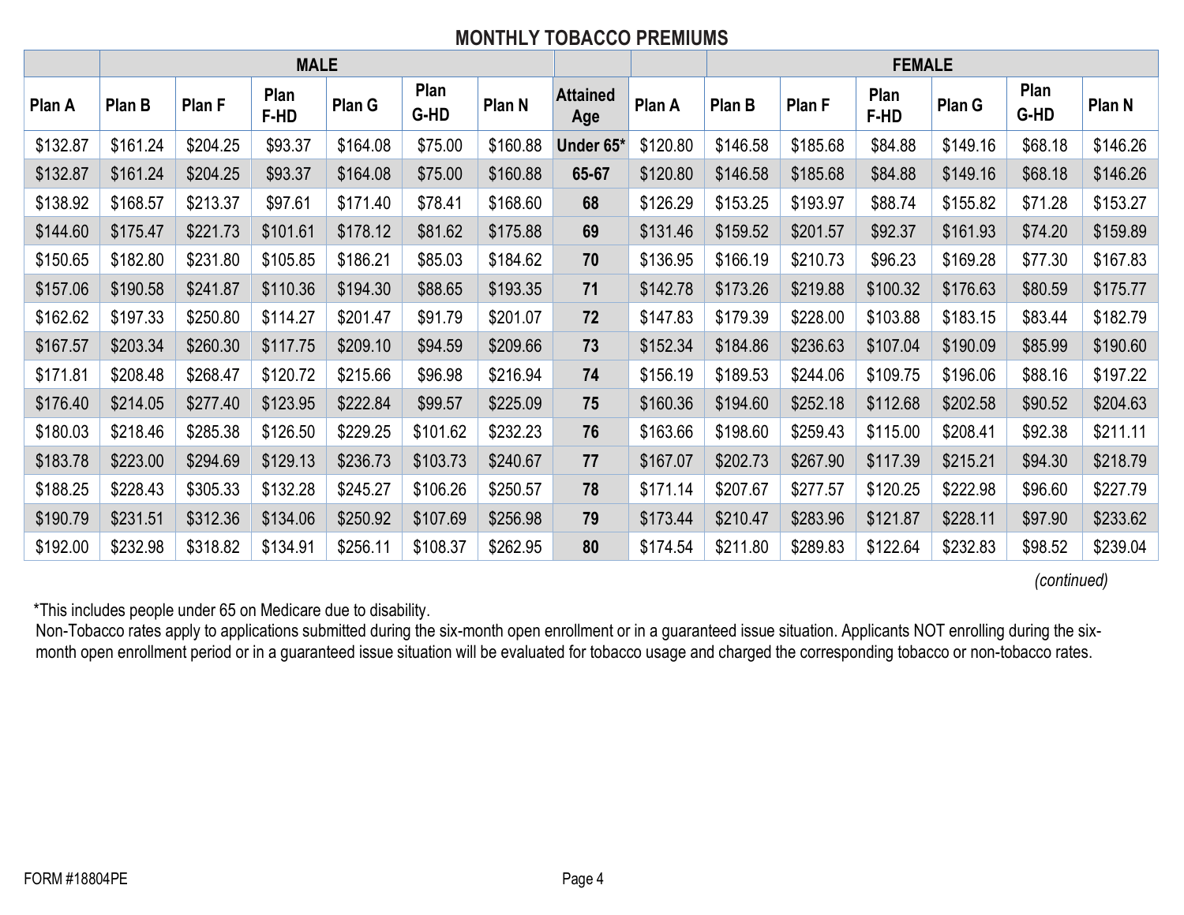## MONTHLY TOBACCO PREMIUMS

| MALE | | | | | | | | FEMALE | | | | | |
|---|---|---|---|---|---|---|---|---|---|---|---|---|---|
| Plan A | Plan B | Plan F | Plan F-HD | Plan G | Plan G-HD | Plan N | Attained Age | Plan A | Plan B | Plan F | Plan F-HD | Plan G | Plan G-HD | Plan N |
| $132.87 | $161.24 | $204.25 | $93.37 | $164.08 | $75.00 | $160.88 | **Under 65*** | $120.80 | $146.58 | $185.68 | $84.88 | $149.16 | $68.18 | $146.26 |
| $132.87 | $161.24 | $204.25 | $93.37 | $164.08 | $75.00 | $160.88 | **65-67** | $120.80 | $146.58 | $185.68 | $84.88 | $149.16 | $68.18 | $146.26 |
| $138.92 | $168.57 | $213.37 | $97.61 | $171.40 | $78.41 | $168.60 | **68** | $126.29 | $153.25 | $193.97 | $88.74 | $155.82 | $71.28 | $153.27 |
| $144.60 | $175.47 | $221.73 | $101.61 | $178.12 | $81.62 | $175.88 | **69** | $131.46 | $159.52 | $201.57 | $92.37 | $161.93 | $74.20 | $159.89 |
| $150.65 | $182.80 | $231.80 | $105.85 | $186.21 | $85.03 | $184.62 | **70** | $136.95 | $166.19 | $210.73 | $96.23 | $169.28 | $77.30 | $167.83 |
| $157.06 | $190.58 | $241.87 | $110.36 | $194.30 | $88.65 | $193.35 | **71** | $142.78 | $173.26 | $219.88 | $100.32 | $176.63 | $80.59 | $175.77 |
| $162.62 | $197.33 | $250.80 | $114.27 | $201.47 | $91.79 | $201.07 | **72** | $147.83 | $179.39 | $228.00 | $103.88 | $183.15 | $83.44 | $182.79 |
| $167.57 | $203.34 | $260.30 | $117.75 | $209.10 | $94.59 | $209.66 | **73** | $152.34 | $184.86 | $236.63 | $107.04 | $190.09 | $85.99 | $190.60 |
| $171.81 | $208.48 | $268.47 | $120.72 | $215.66 | $96.98 | $216.94 | **74** | $156.19 | $189.53 | $244.06 | $109.75 | $196.06 | $88.16 | $197.22 |
| $176.40 | $214.05 | $277.40 | $123.95 | $222.84 | $99.57 | $225.09 | **75** | $160.36 | $194.60 | $252.18 | $112.68 | $202.58 | $90.52 | $204.63 |
| $180.03 | $218.46 | $285.38 | $126.50 | $229.25 | $101.62 | $232.23 | **76** | $163.66 | $198.60 | $259.43 | $115.00 | $208.41 | $92.38 | $211.11 |
| $183.78 | $223.00 | $294.69 | $129.13 | $236.73 | $103.73 | $240.67 | **77** | $167.07 | $202.73 | $267.90 | $117.39 | $215.21 | $94.30 | $218.79 |
| $188.25 | $228.43 | $305.33 | $132.28 | $245.27 | $106.26 | $250.57 | **78** | $171.14 | $207.67 | $277.57 | $120.25 | $222.98 | $96.60 | $227.79 |
| $190.79 | $231.51 | $312.36 | $134.06 | $250.92 | $107.69 | $256.98 | **79** | $173.44 | $210.47 | $283.96 | $121.87 | $228.11 | $97.90 | $233.62 |
| $192.00 | $232.98 | $318.82 | $134.91 | $256.11 | $108.37 | $262.95 | **80** | $174.54 | $211.80 | $289.83 | $122.64 | $232.83 | $98.52 | $239.04 |

*(continued)*

*This includes people under 65 on Medicare due to disability.
Non-Tobacco rates apply to applications submitted during the six-month open enrollment or in a guaranteed issue situation. Applicants NOT enrolling during the six-month open enrollment period or in a guaranteed issue situation will be evaluated for tobacco usage and charged the corresponding tobacco or non-tobacco rates.

FORM #18804PE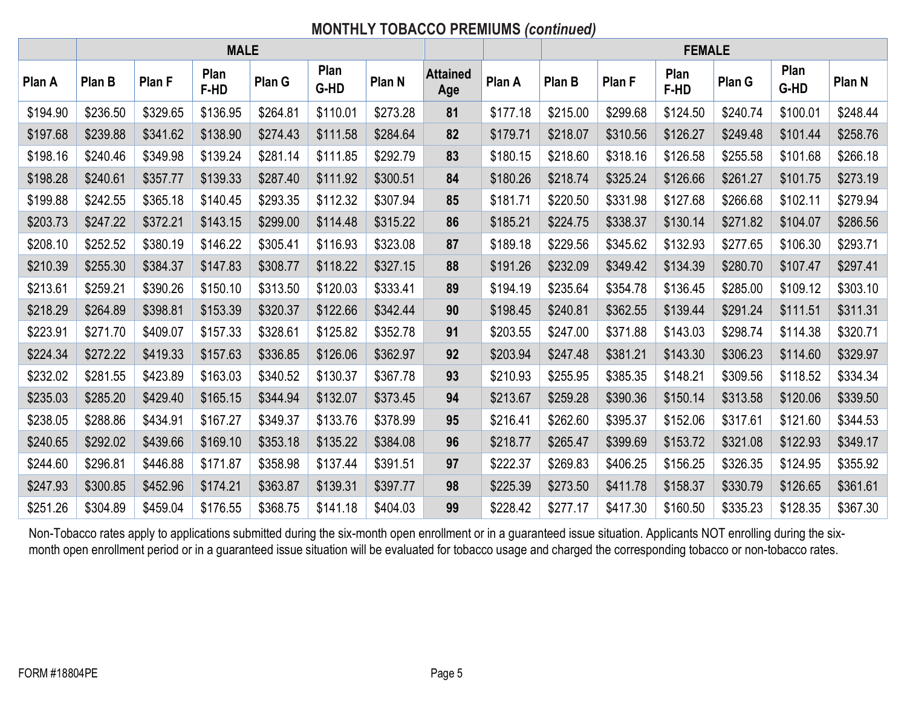## MONTHLY TOBACCO PREMIUMS *(continued)*

| MALE | | | | | | | | FEMALE | | | | | | |
|---|---|---|---|---|---|---|---|---|---|---|---|---|---|---|
| Plan A | Plan B | Plan F | Plan F-HD | Plan G | Plan G-HD | Plan N | Attained Age | Plan A | Plan B | Plan F | Plan F-HD | Plan G | Plan G-HD | Plan N |
| $194.90 | $236.50 | $329.65 | $136.95 | $264.81 | $110.01 | $273.28 | 81 | $177.18 | $215.00 | $299.68 | $124.50 | $240.74 | $100.01 | $248.44 |
| $197.68 | $239.88 | $341.62 | $138.90 | $274.43 | $111.58 | $284.64 | 82 | $179.71 | $218.07 | $310.56 | $126.27 | $249.48 | $101.44 | $258.76 |
| $198.16 | $240.46 | $349.98 | $139.24 | $281.14 | $111.85 | $292.79 | 83 | $180.15 | $218.60 | $318.16 | $126.58 | $255.58 | $101.68 | $266.18 |
| $198.28 | $240.61 | $357.77 | $139.33 | $287.40 | $111.92 | $300.51 | 84 | $180.26 | $218.74 | $325.24 | $126.66 | $261.27 | $101.75 | $273.19 |
| $199.88 | $242.55 | $365.18 | $140.45 | $293.35 | $112.32 | $307.94 | 85 | $181.71 | $220.50 | $331.98 | $127.68 | $266.68 | $102.11 | $279.94 |
| $203.73 | $247.22 | $372.21 | $143.15 | $299.00 | $114.48 | $315.22 | 86 | $185.21 | $224.75 | $338.37 | $130.14 | $271.82 | $104.07 | $286.56 |
| $208.10 | $252.52 | $380.19 | $146.22 | $305.41 | $116.93 | $323.08 | 87 | $189.18 | $229.56 | $345.62 | $132.93 | $277.65 | $106.30 | $293.71 |
| $210.39 | $255.30 | $384.37 | $147.83 | $308.77 | $118.22 | $327.15 | 88 | $191.26 | $232.09 | $349.42 | $134.39 | $280.70 | $107.47 | $297.41 |
| $213.61 | $259.21 | $390.26 | $150.10 | $313.50 | $120.03 | $333.41 | 89 | $194.19 | $235.64 | $354.78 | $136.45 | $285.00 | $109.12 | $303.10 |
| $218.29 | $264.89 | $398.81 | $153.39 | $320.37 | $122.66 | $342.44 | 90 | $198.45 | $240.81 | $362.55 | $139.44 | $291.24 | $111.51 | $311.31 |
| $223.91 | $271.70 | $409.07 | $157.33 | $328.61 | $125.82 | $352.78 | 91 | $203.55 | $247.00 | $371.88 | $143.03 | $298.74 | $114.38 | $320.71 |
| $224.34 | $272.22 | $419.33 | $157.63 | $336.85 | $126.06 | $362.97 | 92 | $203.94 | $247.48 | $381.21 | $143.30 | $306.23 | $114.60 | $329.97 |
| $232.02 | $281.55 | $423.89 | $163.03 | $340.52 | $130.37 | $367.78 | 93 | $210.93 | $255.95 | $385.35 | $148.21 | $309.56 | $118.52 | $334.34 |
| $235.03 | $285.20 | $429.40 | $165.15 | $344.94 | $132.07 | $373.45 | 94 | $213.67 | $259.28 | $390.36 | $150.14 | $313.58 | $120.06 | $339.50 |
| $238.05 | $288.86 | $434.91 | $167.27 | $349.37 | $133.76 | $378.99 | 95 | $216.41 | $262.60 | $395.37 | $152.06 | $317.61 | $121.60 | $344.53 |
| $240.65 | $292.02 | $439.66 | $169.10 | $353.18 | $135.22 | $384.08 | 96 | $218.77 | $265.47 | $399.69 | $153.72 | $321.08 | $122.93 | $349.17 |
| $244.60 | $296.81 | $446.88 | $171.87 | $358.98 | $137.44 | $391.51 | 97 | $222.37 | $269.83 | $406.25 | $156.25 | $326.35 | $124.95 | $355.92 |
| $247.93 | $300.85 | $452.96 | $174.21 | $363.87 | $139.31 | $397.77 | 98 | $225.39 | $273.50 | $411.78 | $158.37 | $330.79 | $126.65 | $361.61 |
| $251.26 | $304.89 | $459.04 | $176.55 | $368.75 | $141.18 | $404.03 | 99 | $228.42 | $277.17 | $417.30 | $160.50 | $335.23 | $128.35 | $367.30 |

Non-Tobacco rates apply to applications submitted during the six-month open enrollment or in a guaranteed issue situation. Applicants NOT enrolling during the six-month open enrollment period or in a guaranteed issue situation will be evaluated for tobacco usage and charged the corresponding tobacco or non-tobacco rates.

FORM #18804PE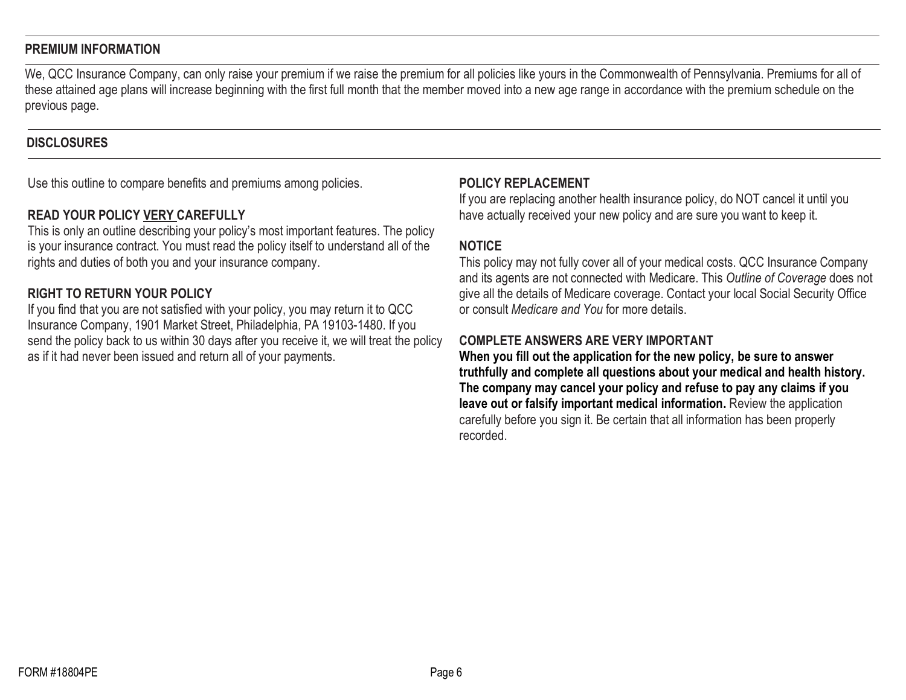## PREMIUM INFORMATION

We, QCC Insurance Company, can only raise your premium if we raise the premium for all policies like yours in the Commonwealth of Pennsylvania. Premiums for all of these attained age plans will increase beginning with the first full month that the member moved into a new age range in accordance with the premium schedule on the previous page.

## DISCLOSURES

Use this outline to compare benefits and premiums among policies.

### READ YOUR POLICY VERY CAREFULLY

This is only an outline describing your policy's most important features. The policy is your insurance contract. You must read the policy itself to understand all of the rights and duties of both you and your insurance company.

### RIGHT TO RETURN YOUR POLICY

If you find that you are not satisfied with your policy, you may return it to QCC Insurance Company, 1901 Market Street, Philadelphia, PA 19103-1480. If you send the policy back to us within 30 days after you receive it, we will treat the policy as if it had never been issued and return all of your payments.

### POLICY REPLACEMENT

If you are replacing another health insurance policy, do NOT cancel it until you have actually received your new policy and are sure you want to keep it.

### NOTICE

This policy may not fully cover all of your medical costs. QCC Insurance Company and its agents are not connected with Medicare. This *Outline of Coverage* does not give all the details of Medicare coverage. Contact your local Social Security Office or consult *Medicare and You* for more details.

### COMPLETE ANSWERS ARE VERY IMPORTANT

**When you fill out the application for the new policy, be sure to answer truthfully and complete all questions about your medical and health history. The company may cancel your policy and refuse to pay any claims if you leave out or falsify important medical information.** Review the application carefully before you sign it. Be certain that all information has been properly recorded.

FORM #18804PE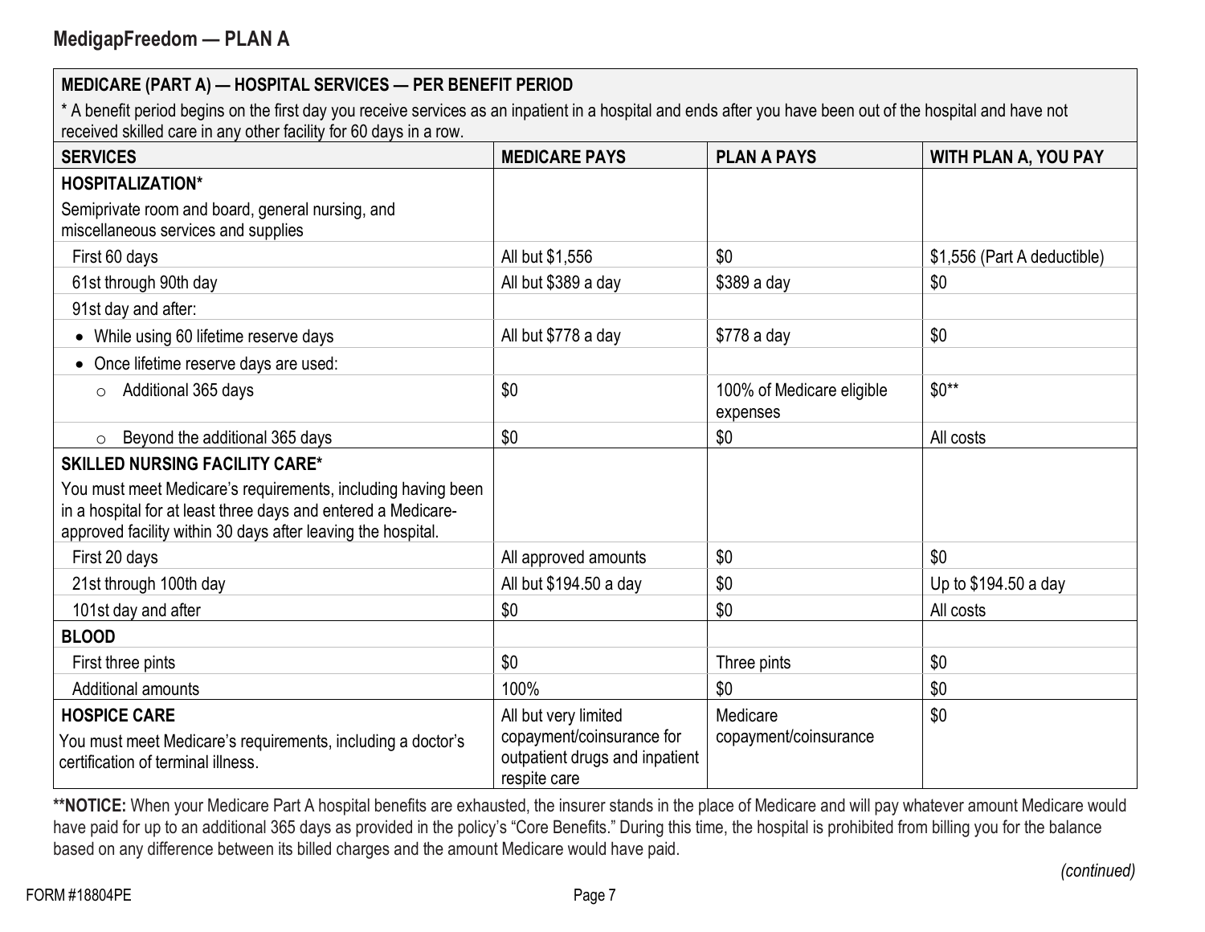## MedigapFreedom — PLAN A

| MEDICARE (PART A) — HOSPITAL SERVICES — PER BENEFIT PERIOD<br>* A benefit period begins on the first day you receive services as an inpatient in a hospital and ends after you have been out of the hospital and have not received skilled care in any other facility for 60 days in a row. | | | |
|---|---|---|---|
| **SERVICES** | **MEDICARE PAYS** | **PLAN A PAYS** | **WITH PLAN A, YOU PAY** |
| **HOSPITALIZATION***<br>Semiprivate room and board, general nursing, and miscellaneous services and supplies | | | |
| First 60 days | All but $1,556 | $0 | $1,556 (Part A deductible) |
| 61st through 90th day | All but $389 a day | $389 a day | $0 |
| 91st day and after: | | | |
| • While using 60 lifetime reserve days | All but $778 a day | $778 a day | $0 |
| • Once lifetime reserve days are used: | | | |
| ○ Additional 365 days | $0 | 100% of Medicare eligible expenses | $0** |
| ○ Beyond the additional 365 days | $0 | $0 | All costs |
| **SKILLED NURSING FACILITY CARE***<br>You must meet Medicare's requirements, including having been in a hospital for at least three days and entered a Medicare-approved facility within 30 days after leaving the hospital. | | | |
| First 20 days | All approved amounts | $0 | $0 |
| 21st through 100th day | All but $194.50 a day | $0 | Up to $194.50 a day |
| 101st day and after | $0 | $0 | All costs |
| **BLOOD** | | | |
| First three pints | $0 | Three pints | $0 |
| Additional amounts | 100% | $0 | $0 |
| **HOSPICE CARE**<br>You must meet Medicare's requirements, including a doctor's certification of terminal illness. | All but very limited copayment/coinsurance for outpatient drugs and inpatient respite care | Medicare copayment/coinsurance | $0 |

****NOTICE:** When your Medicare Part A hospital benefits are exhausted, the insurer stands in the place of Medicare and will pay whatever amount Medicare would have paid for up to an additional 365 days as provided in the policy's "Core Benefits." During this time, the hospital is prohibited from billing you for the balance based on any difference between its billed charges and the amount Medicare would have paid.

*(continued)*

FORM #18804PE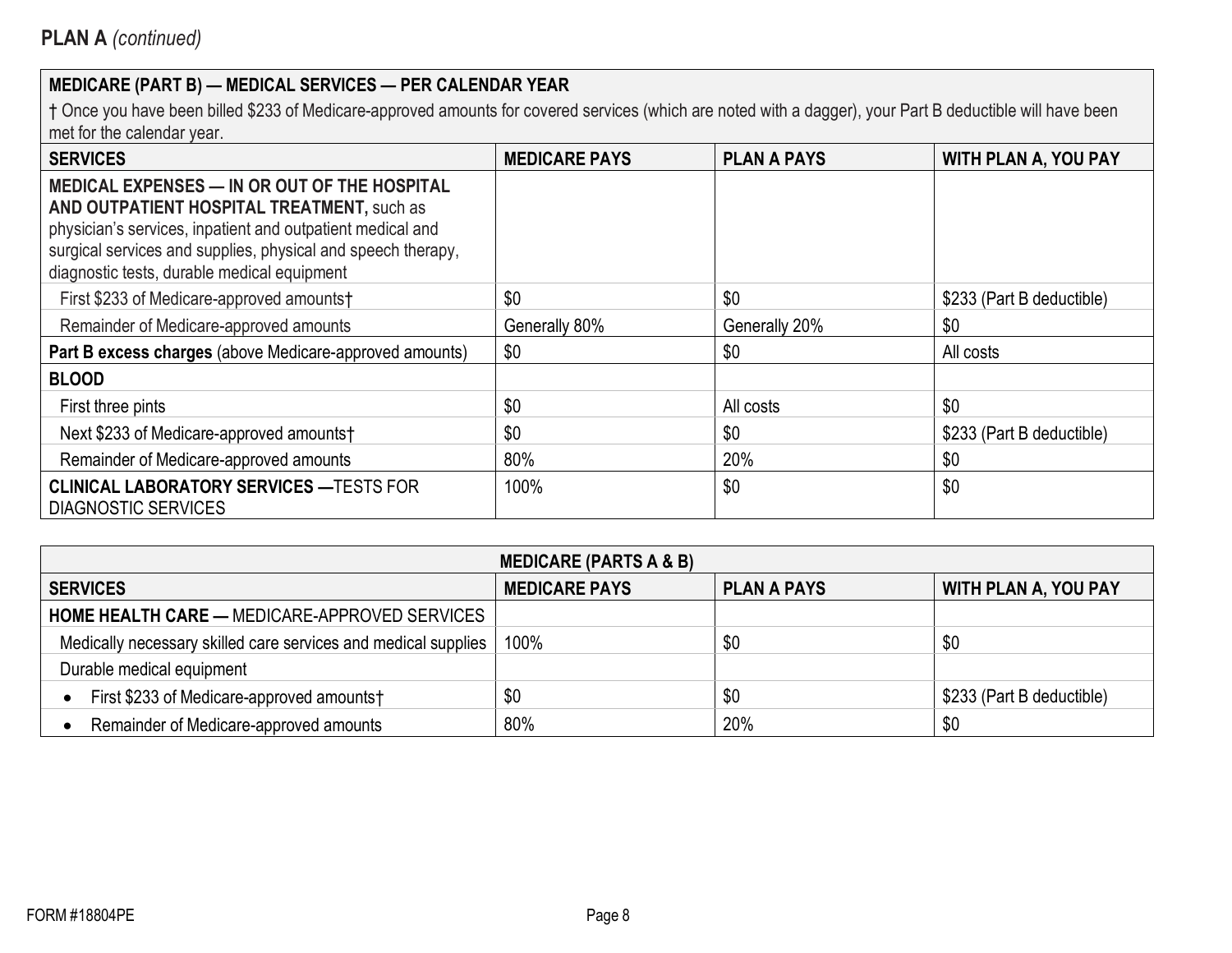## PLAN A *(continued)*

| MEDICARE (PART B) — MEDICAL SERVICES — PER CALENDAR YEAR<br>† Once you have been billed $233 of Medicare-approved amounts for covered services (which are noted with a dagger), your Part B deductible will have been met for the calendar year. | | | |
|---|---|---|---|
| **SERVICES** | **MEDICARE PAYS** | **PLAN A PAYS** | **WITH PLAN A, YOU PAY** |
| **MEDICAL EXPENSES — IN OR OUT OF THE HOSPITAL AND OUTPATIENT HOSPITAL TREATMENT,** such as physician's services, inpatient and outpatient medical and surgical services and supplies, physical and speech therapy, diagnostic tests, durable medical equipment | | | |
| First $233 of Medicare-approved amounts† | $0 | $0 | $233 (Part B deductible) |
| Remainder of Medicare-approved amounts | Generally 80% | Generally 20% | $0 |
| **Part B excess charges** (above Medicare-approved amounts) | $0 | $0 | All costs |
| **BLOOD** | | | |
| First three pints | $0 | All costs | $0 |
| Next $233 of Medicare-approved amounts† | $0 | $0 | $233 (Part B deductible) |
| Remainder of Medicare-approved amounts | 80% | 20% | $0 |
| **CLINICAL LABORATORY SERVICES —**TESTS FOR DIAGNOSTIC SERVICES | 100% | $0 | $0 |

| MEDICARE (PARTS A & B) | | | |
|---|---|---|---|
| **SERVICES** | **MEDICARE PAYS** | **PLAN A PAYS** | **WITH PLAN A, YOU PAY** |
| **HOME HEALTH CARE —** MEDICARE-APPROVED SERVICES | | | |
| Medically necessary skilled care services and medical supplies | 100% | $0 | $0 |
| Durable medical equipment | | | |
| • First $233 of Medicare-approved amounts† | $0 | $0 | $233 (Part B deductible) |
| • Remainder of Medicare-approved amounts | 80% | 20% | $0 |

FORM #18804PE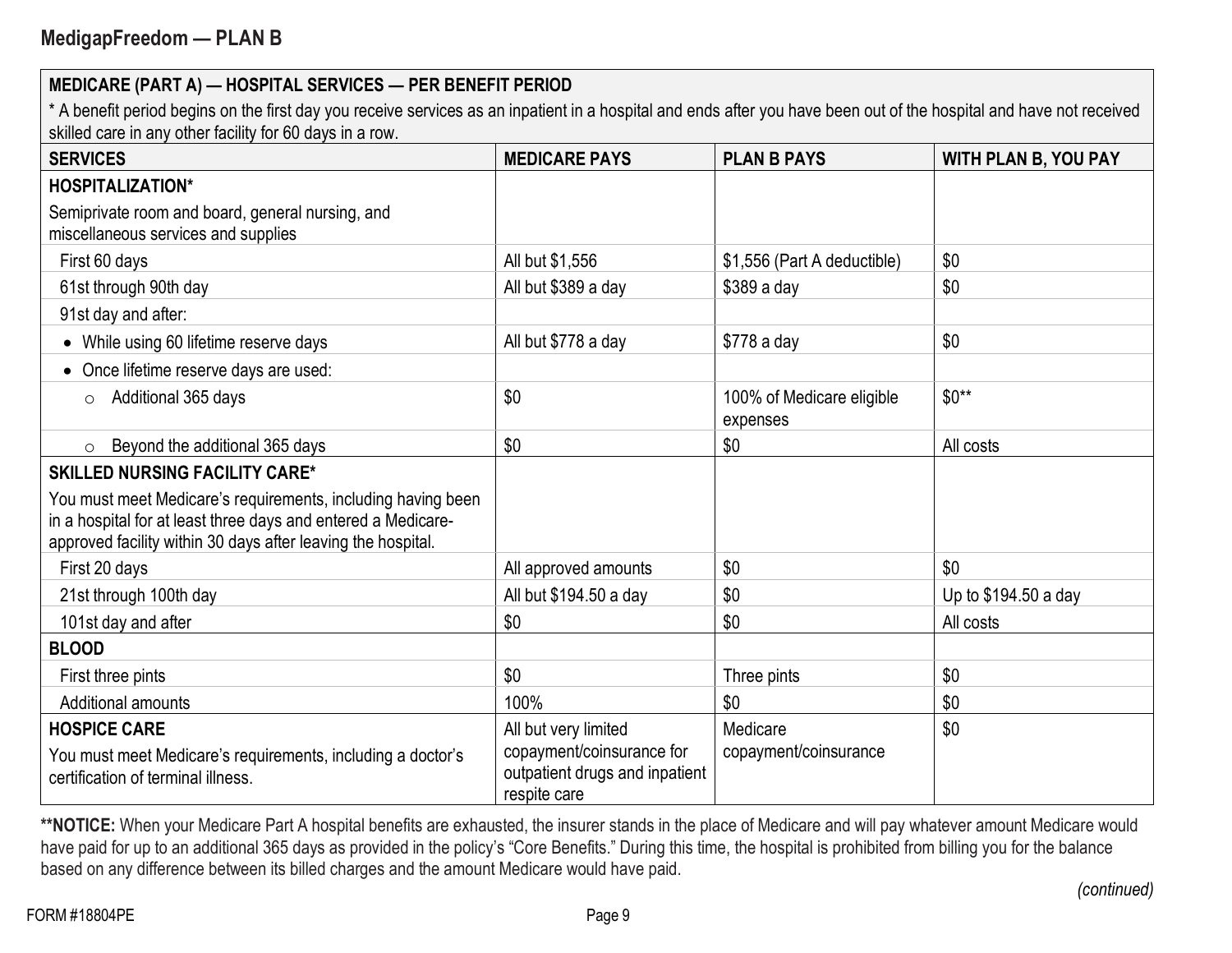## MedigapFreedom — PLAN B

| MEDICARE (PART A) — HOSPITAL SERVICES — PER BENEFIT PERIOD<br>* A benefit period begins on the first day you receive services as an inpatient in a hospital and ends after you have been out of the hospital and have not received skilled care in any other facility for 60 days in a row. | | | |
|---|---|---|---|
| **SERVICES** | **MEDICARE PAYS** | **PLAN B PAYS** | **WITH PLAN B, YOU PAY** |
| **HOSPITALIZATION***<br>Semiprivate room and board, general nursing, and miscellaneous services and supplies | | | |
| First 60 days | All but $1,556 | $1,556 (Part A deductible) | $0 |
| 61st through 90th day | All but $389 a day | $389 a day | $0 |
| 91st day and after: | | | |
| • While using 60 lifetime reserve days | All but $778 a day | $778 a day | $0 |
| • Once lifetime reserve days are used: | | | |
| ○ Additional 365 days | $0 | 100% of Medicare eligible expenses | $0** |
| ○ Beyond the additional 365 days | $0 | $0 | All costs |
| **SKILLED NURSING FACILITY CARE***<br>You must meet Medicare's requirements, including having been in a hospital for at least three days and entered a Medicare-approved facility within 30 days after leaving the hospital. | | | |
| First 20 days | All approved amounts | $0 | $0 |
| 21st through 100th day | All but $194.50 a day | $0 | Up to $194.50 a day |
| 101st day and after | $0 | $0 | All costs |
| **BLOOD** | | | |
| First three pints | $0 | Three pints | $0 |
| Additional amounts | 100% | $0 | $0 |
| **HOSPICE CARE**<br>You must meet Medicare's requirements, including a doctor's certification of terminal illness. | All but very limited copayment/coinsurance for outpatient drugs and inpatient respite care | Medicare copayment/coinsurance | $0 |

****NOTICE:** When your Medicare Part A hospital benefits are exhausted, the insurer stands in the place of Medicare and will pay whatever amount Medicare would have paid for up to an additional 365 days as provided in the policy's "Core Benefits." During this time, the hospital is prohibited from billing you for the balance based on any difference between its billed charges and the amount Medicare would have paid.

*(continued)*

FORM #18804PE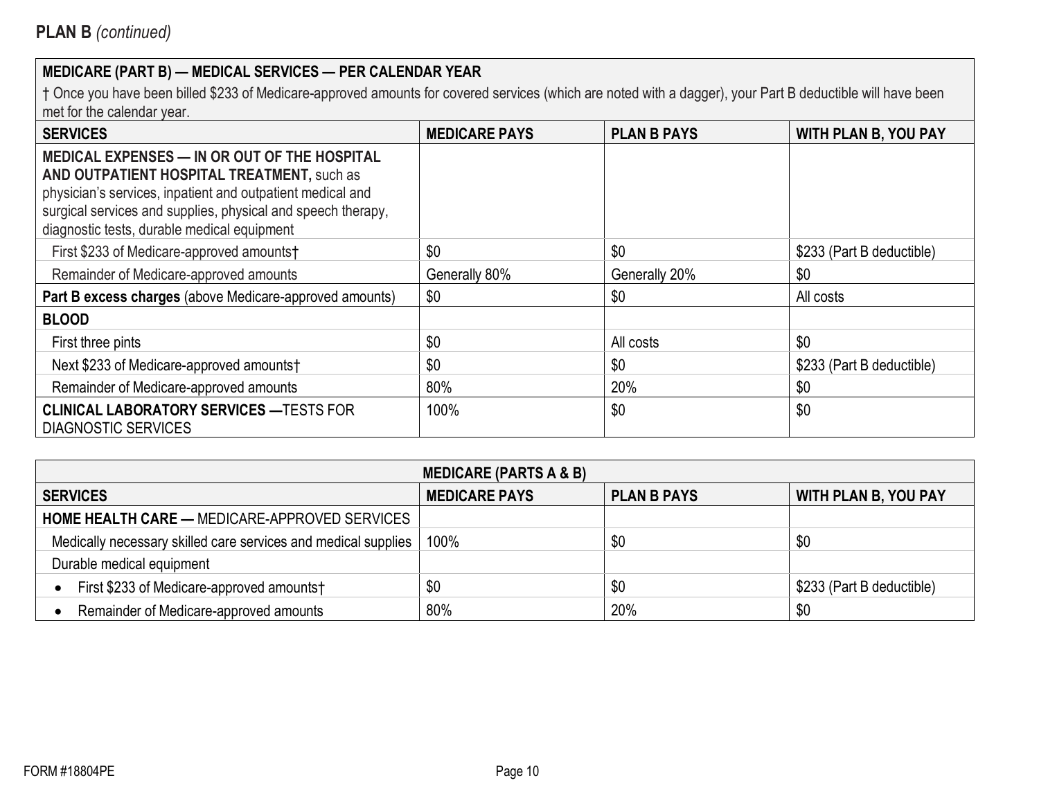## PLAN B *(continued)*

| MEDICARE (PART B) — MEDICAL SERVICES — PER CALENDAR YEAR<br>† Once you have been billed $233 of Medicare-approved amounts for covered services (which are noted with a dagger), your Part B deductible will have been met for the calendar year. | | | |
|---|---|---|---|
| **SERVICES** | **MEDICARE PAYS** | **PLAN B PAYS** | **WITH PLAN B, YOU PAY** |
| **MEDICAL EXPENSES — IN OR OUT OF THE HOSPITAL AND OUTPATIENT HOSPITAL TREATMENT,** such as physician's services, inpatient and outpatient medical and surgical services and supplies, physical and speech therapy, diagnostic tests, durable medical equipment | | | |
| First $233 of Medicare-approved amounts† | $0 | $0 | $233 (Part B deductible) |
| Remainder of Medicare-approved amounts | Generally 80% | Generally 20% | $0 |
| **Part B excess charges** (above Medicare-approved amounts) | $0 | $0 | All costs |
| **BLOOD** | | | |
| First three pints | $0 | All costs | $0 |
| Next $233 of Medicare-approved amounts† | $0 | $0 | $233 (Part B deductible) |
| Remainder of Medicare-approved amounts | 80% | 20% | $0 |
| **CLINICAL LABORATORY SERVICES —**TESTS FOR DIAGNOSTIC SERVICES | 100% | $0 | $0 |

| MEDICARE (PARTS A & B) | | | |
|---|---|---|---|
| **SERVICES** | **MEDICARE PAYS** | **PLAN B PAYS** | **WITH PLAN B, YOU PAY** |
| **HOME HEALTH CARE —** MEDICARE-APPROVED SERVICES | | | |
| Medically necessary skilled care services and medical supplies | 100% | $0 | $0 |
| Durable medical equipment | | | |
| • First $233 of Medicare-approved amounts† | $0 | $0 | $233 (Part B deductible) |
| • Remainder of Medicare-approved amounts | 80% | 20% | $0 |

FORM #18804PE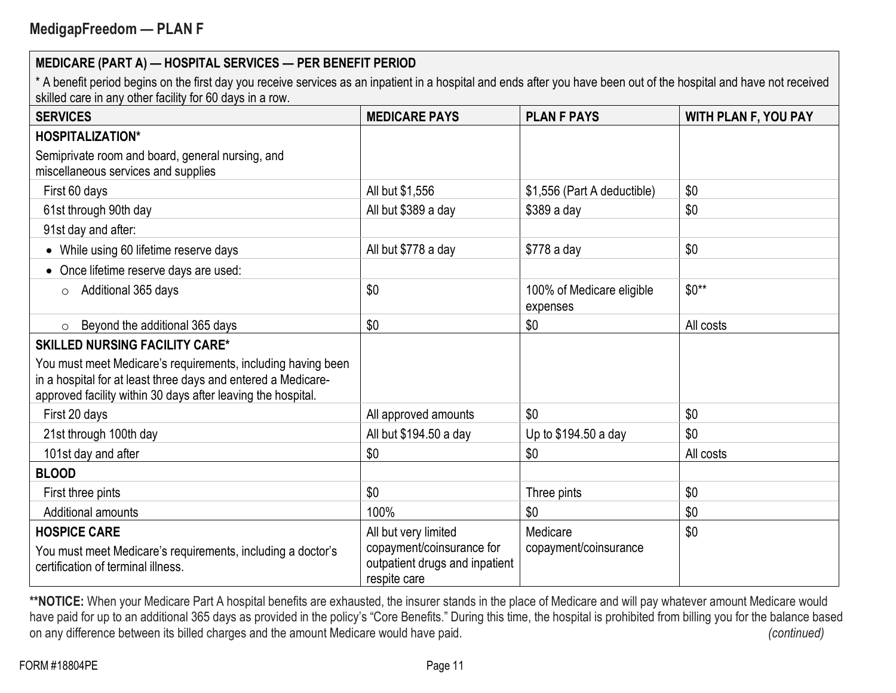## MedigapFreedom — PLAN F

| MEDICARE (PART A) — HOSPITAL SERVICES — PER BENEFIT PERIOD<br>* A benefit period begins on the first day you receive services as an inpatient in a hospital and ends after you have been out of the hospital and have not received skilled care in any other facility for 60 days in a row. | | | |
|---|---|---|---|
| **SERVICES** | **MEDICARE PAYS** | **PLAN F PAYS** | **WITH PLAN F, YOU PAY** |
| **HOSPITALIZATION***<br>Semiprivate room and board, general nursing, and miscellaneous services and supplies | | | |
| First 60 days | All but $1,556 | $1,556 (Part A deductible) | $0 |
| 61st through 90th day | All but $389 a day | $389 a day | $0 |
| 91st day and after: | | | |
| • While using 60 lifetime reserve days | All but $778 a day | $778 a day | $0 |
| • Once lifetime reserve days are used: | | | |
| ○ Additional 365 days | $0 | 100% of Medicare eligible expenses | $0** |
| ○ Beyond the additional 365 days | $0 | $0 | All costs |
| **SKILLED NURSING FACILITY CARE***<br>You must meet Medicare's requirements, including having been in a hospital for at least three days and entered a Medicare-approved facility within 30 days after leaving the hospital. | | | |
| First 20 days | All approved amounts | $0 | $0 |
| 21st through 100th day | All but $194.50 a day | Up to $194.50 a day | $0 |
| 101st day and after | $0 | $0 | All costs |
| **BLOOD** | | | |
| First three pints | $0 | Three pints | $0 |
| Additional amounts | 100% | $0 | $0 |
| **HOSPICE CARE**<br>You must meet Medicare's requirements, including a doctor's certification of terminal illness. | All but very limited copayment/coinsurance for outpatient drugs and inpatient respite care | Medicare copayment/coinsurance | $0 |

****NOTICE:** When your Medicare Part A hospital benefits are exhausted, the insurer stands in the place of Medicare and will pay whatever amount Medicare would have paid for up to an additional 365 days as provided in the policy's "Core Benefits." During this time, the hospital is prohibited from billing you for the balance based on any difference between its billed charges and the amount Medicare would have paid.

*(continued)*

FORM #18804PE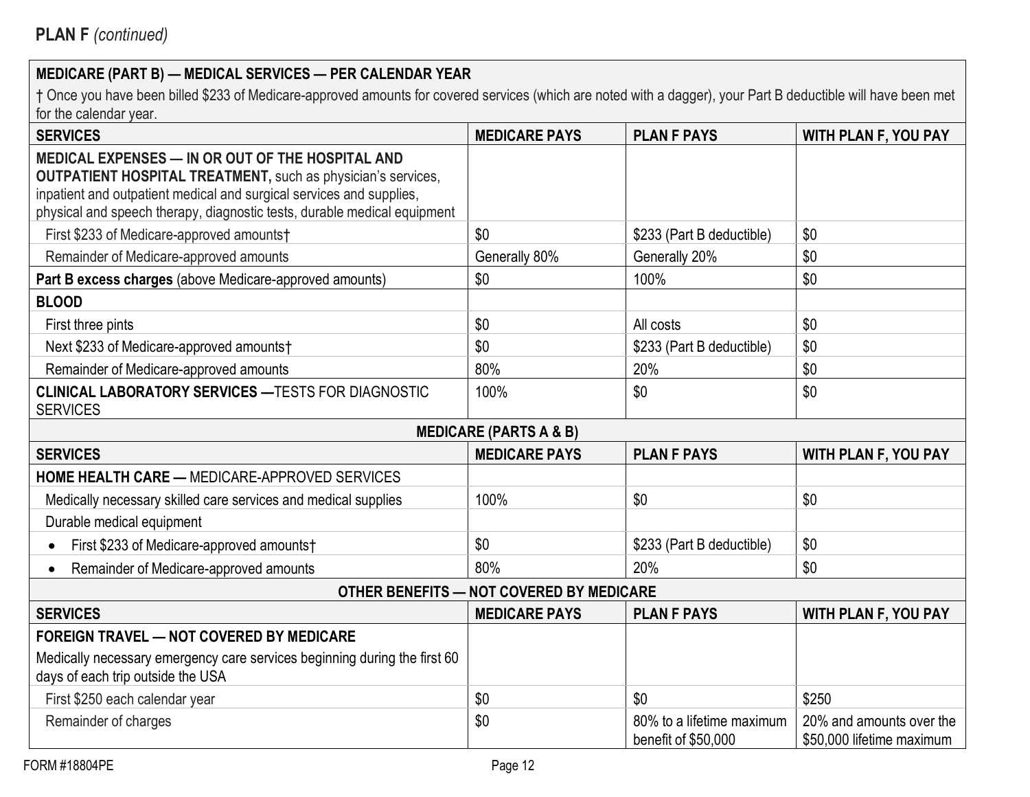**PLAN F** *(continued)*

| **MEDICARE (PART B) — MEDICAL SERVICES — PER CALENDAR YEAR**<br>† Once you have been billed $233 of Medicare-approved amounts for covered services (which are noted with a dagger), your Part B deductible will have been met for the calendar year. | | | |
|---|---|---|---|
| **SERVICES** | **MEDICARE PAYS** | **PLAN F PAYS** | **WITH PLAN F, YOU PAY** |
| **MEDICAL EXPENSES — IN OR OUT OF THE HOSPITAL AND OUTPATIENT HOSPITAL TREATMENT,** such as physician's services, inpatient and outpatient medical and surgical services and supplies, physical and speech therapy, diagnostic tests, durable medical equipment | | | |
| First $233 of Medicare-approved amounts† | $0 | $233 (Part B deductible) | $0 |
| Remainder of Medicare-approved amounts | Generally 80% | Generally 20% | $0 |
| **Part B excess charges** (above Medicare-approved amounts) | $0 | 100% | $0 |
| **BLOOD** | | | |
| First three pints | $0 | All costs | $0 |
| Next $233 of Medicare-approved amounts† | $0 | $233 (Part B deductible) | $0 |
| Remainder of Medicare-approved amounts | 80% | 20% | $0 |
| **CLINICAL LABORATORY SERVICES —**TESTS FOR DIAGNOSTIC SERVICES | 100% | $0 | $0 |
| **MEDICARE (PARTS A & B)** | | | |
| **SERVICES** | **MEDICARE PAYS** | **PLAN F PAYS** | **WITH PLAN F, YOU PAY** |
| **HOME HEALTH CARE —** MEDICARE-APPROVED SERVICES | | | |
| Medically necessary skilled care services and medical supplies | 100% | $0 | $0 |
| Durable medical equipment | | | |
| • First $233 of Medicare-approved amounts† | $0 | $233 (Part B deductible) | $0 |
| • Remainder of Medicare-approved amounts | 80% | 20% | $0 |
| **OTHER BENEFITS — NOT COVERED BY MEDICARE** | | | |
| **SERVICES** | **MEDICARE PAYS** | **PLAN F PAYS** | **WITH PLAN F, YOU PAY** |
| **FOREIGN TRAVEL — NOT COVERED BY MEDICARE**<br>Medically necessary emergency care services beginning during the first 60 days of each trip outside the USA | | | |
| First $250 each calendar year | $0 | $0 | $250 |
| Remainder of charges | $0 | 80% to a lifetime maximum benefit of $50,000 | 20% and amounts over the $50,000 lifetime maximum |

FORM #18804PE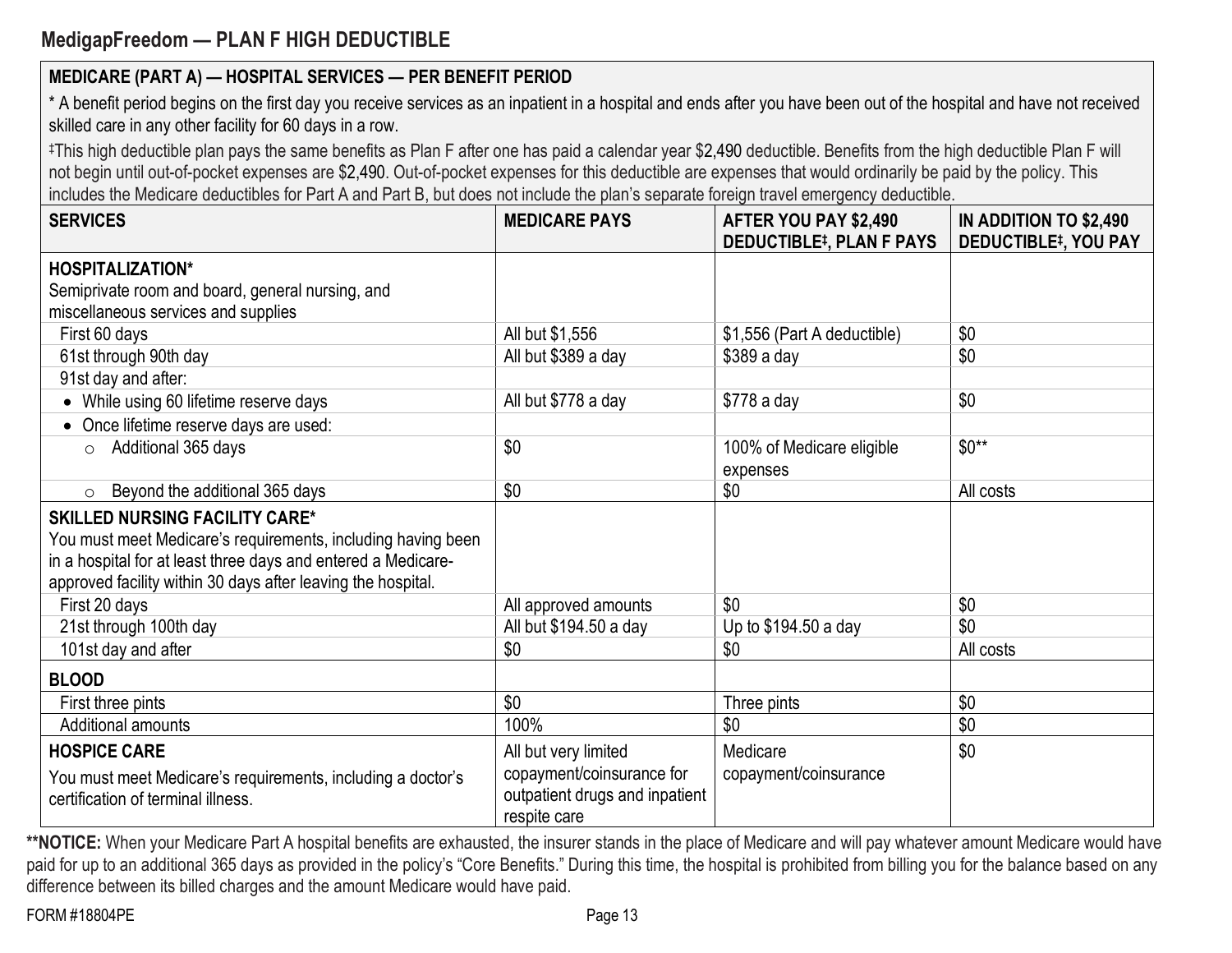## MedigapFreedom — PLAN F HIGH DEDUCTIBLE

**MEDICARE (PART A) — HOSPITAL SERVICES — PER BENEFIT PERIOD**

* A benefit period begins on the first day you receive services as an inpatient in a hospital and ends after you have been out of the hospital and have not received skilled care in any other facility for 60 days in a row.

‡This high deductible plan pays the same benefits as Plan F after one has paid a calendar year $2,490 deductible. Benefits from the high deductible Plan F will not begin until out-of-pocket expenses are $2,490. Out-of-pocket expenses for this deductible are expenses that would ordinarily be paid by the policy. This includes the Medicare deductibles for Part A and Part B, but does not include the plan's separate foreign travel emergency deductible.

| SERVICES | MEDICARE PAYS | AFTER YOU PAY $2,490 DEDUCTIBLE‡, PLAN F PAYS | IN ADDITION TO $2,490 DEDUCTIBLE‡, YOU PAY |
|---|---|---|---|
| **HOSPITALIZATION*** Semiprivate room and board, general nursing, and miscellaneous services and supplies | | | |
| First 60 days | All but $1,556 | $1,556 (Part A deductible) | $0 |
| 61st through 90th day | All but $389 a day | $389 a day | $0 |
| 91st day and after: | | | |
| • While using 60 lifetime reserve days | All but $778 a day | $778 a day | $0 |
| • Once lifetime reserve days are used: | | | |
| ○ Additional 365 days | $0 | 100% of Medicare eligible expenses | $0** |
| ○ Beyond the additional 365 days | $0 | $0 | All costs |
| **SKILLED NURSING FACILITY CARE*** You must meet Medicare's requirements, including having been in a hospital for at least three days and entered a Medicare-approved facility within 30 days after leaving the hospital. | | | |
| First 20 days | All approved amounts | $0 | $0 |
| 21st through 100th day | All but $194.50 a day | Up to $194.50 a day | $0 |
| 101st day and after | $0 | $0 | All costs |
| **BLOOD** | | | |
| First three pints | $0 | Three pints | $0 |
| Additional amounts | 100% | $0 | $0 |
| **HOSPICE CARE** You must meet Medicare's requirements, including a doctor's certification of terminal illness. | All but very limited copayment/coinsurance for outpatient drugs and inpatient respite care | Medicare copayment/coinsurance | $0 |

****NOTICE:** When your Medicare Part A hospital benefits are exhausted, the insurer stands in the place of Medicare and will pay whatever amount Medicare would have paid for up to an additional 365 days as provided in the policy's "Core Benefits." During this time, the hospital is prohibited from billing you for the balance based on any difference between its billed charges and the amount Medicare would have paid.

FORM #18804PE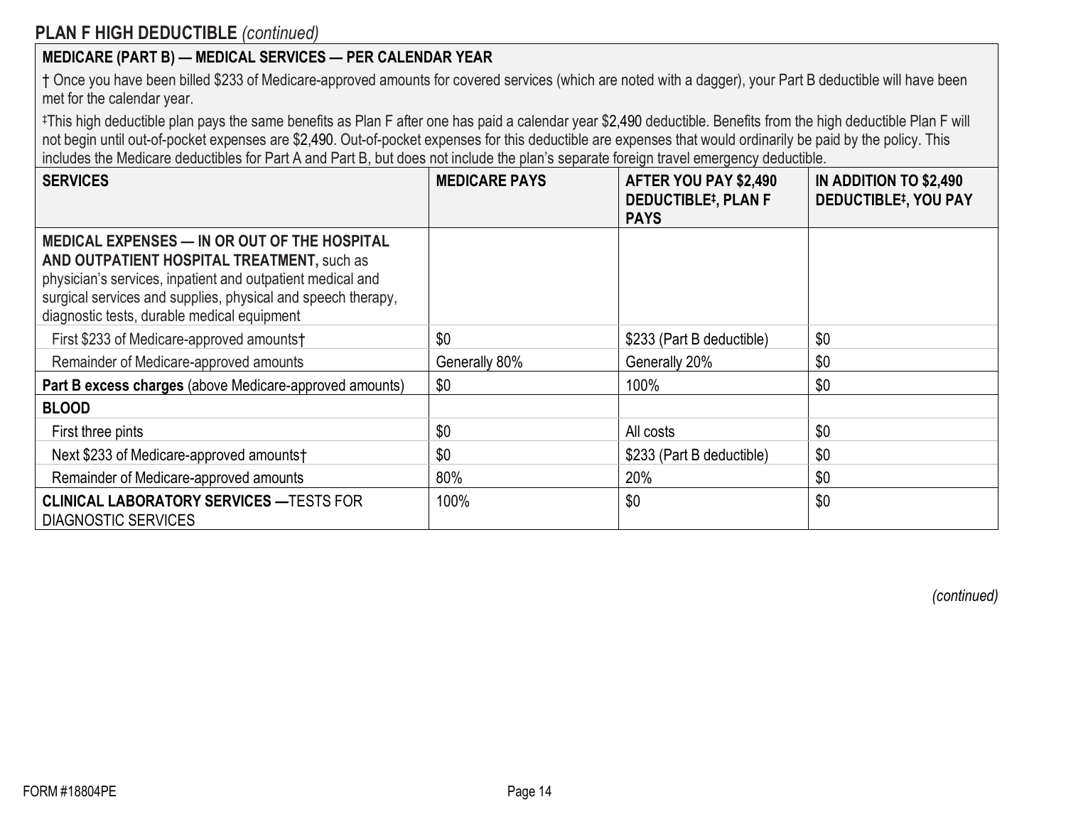## PLAN F HIGH DEDUCTIBLE *(continued)*

**MEDICARE (PART B) — MEDICAL SERVICES — PER CALENDAR YEAR**

† Once you have been billed $233 of Medicare-approved amounts for covered services (which are noted with a dagger), your Part B deductible will have been met for the calendar year.

‡This high deductible plan pays the same benefits as Plan F after one has paid a calendar year $2,490 deductible. Benefits from the high deductible Plan F will not begin until out-of-pocket expenses are $2,490. Out-of-pocket expenses for this deductible are expenses that would ordinarily be paid by the policy. This includes the Medicare deductibles for Part A and Part B, but does not include the plan's separate foreign travel emergency deductible.

| SERVICES | MEDICARE PAYS | AFTER YOU PAY $2,490 DEDUCTIBLE‡, PLAN F PAYS | IN ADDITION TO $2,490 DEDUCTIBLE‡, YOU PAY |
|---|---|---|---|
| **MEDICAL EXPENSES — IN OR OUT OF THE HOSPITAL AND OUTPATIENT HOSPITAL TREATMENT,** such as physician's services, inpatient and outpatient medical and surgical services and supplies, physical and speech therapy, diagnostic tests, durable medical equipment | | | |
| First $233 of Medicare-approved amounts† | $0 | $233 (Part B deductible) | $0 |
| Remainder of Medicare-approved amounts | Generally 80% | Generally 20% | $0 |
| **Part B excess charges** (above Medicare-approved amounts) | $0 | 100% | $0 |
| **BLOOD** | | | |
| First three pints | $0 | All costs | $0 |
| Next $233 of Medicare-approved amounts† | $0 | $233 (Part B deductible) | $0 |
| Remainder of Medicare-approved amounts | 80% | 20% | $0 |
| **CLINICAL LABORATORY SERVICES —**TESTS FOR DIAGNOSTIC SERVICES | 100% | $0 | $0 |

*(continued)*

FORM #18804PE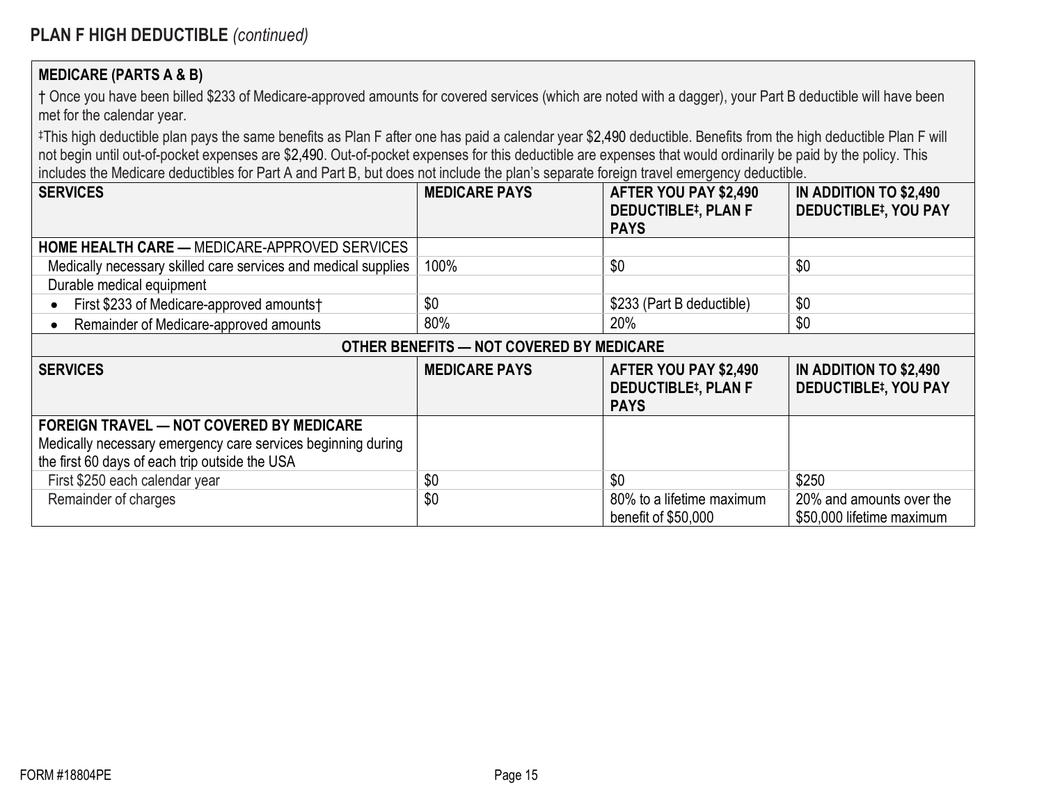## PLAN F HIGH DEDUCTIBLE *(continued)*

**MEDICARE (PARTS A & B)**

† Once you have been billed $233 of Medicare-approved amounts for covered services (which are noted with a dagger), your Part B deductible will have been met for the calendar year.

‡This high deductible plan pays the same benefits as Plan F after one has paid a calendar year $2,490 deductible. Benefits from the high deductible Plan F will not begin until out-of-pocket expenses are $2,490. Out-of-pocket expenses for this deductible are expenses that would ordinarily be paid by the policy. This includes the Medicare deductibles for Part A and Part B, but does not include the plan's separate foreign travel emergency deductible.

| SERVICES | MEDICARE PAYS | AFTER YOU PAY $2,490 DEDUCTIBLE‡, PLAN F PAYS | IN ADDITION TO $2,490 DEDUCTIBLE‡, YOU PAY |
|---|---|---|---|
| **HOME HEALTH CARE —** MEDICARE-APPROVED SERVICES | | | |
| Medically necessary skilled care services and medical supplies | 100% | $0 | $0 |
| Durable medical equipment | | | |
| • First $233 of Medicare-approved amounts† | $0 | $233 (Part B deductible) | $0 |
| • Remainder of Medicare-approved amounts | 80% | 20% | $0 |

**OTHER BENEFITS — NOT COVERED BY MEDICARE**

| SERVICES | MEDICARE PAYS | AFTER YOU PAY $2,490 DEDUCTIBLE‡, PLAN F PAYS | IN ADDITION TO $2,490 DEDUCTIBLE‡, YOU PAY |
|---|---|---|---|
| **FOREIGN TRAVEL — NOT COVERED BY MEDICARE** Medically necessary emergency care services beginning during the first 60 days of each trip outside the USA | | | |
| First $250 each calendar year | $0 | $0 | $250 |
| Remainder of charges | $0 | 80% to a lifetime maximum benefit of $50,000 | 20% and amounts over the $50,000 lifetime maximum |

FORM #18804PE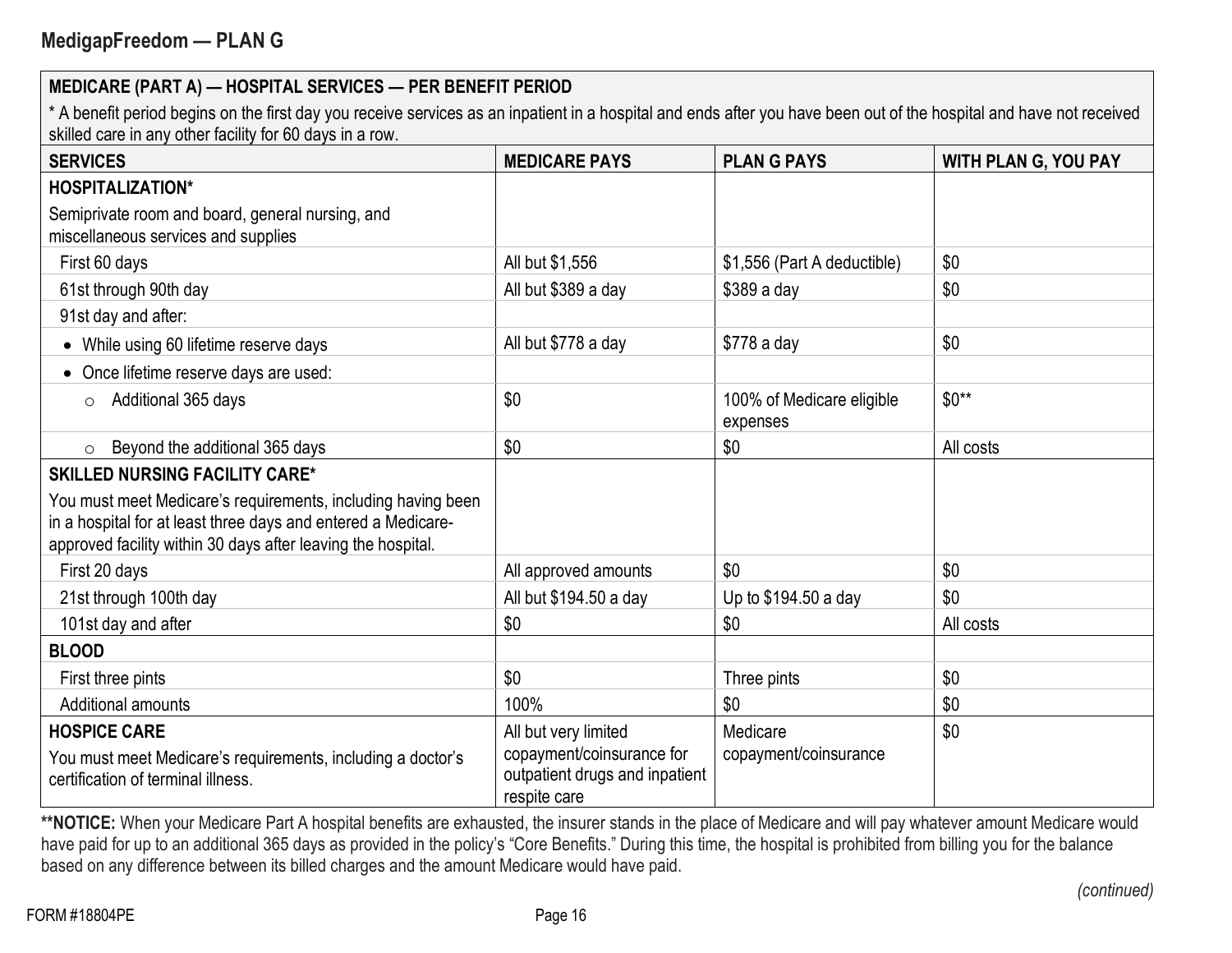## MedigapFreedom — PLAN G

| MEDICARE (PART A) — HOSPITAL SERVICES — PER BENEFIT PERIOD<br>* A benefit period begins on the first day you receive services as an inpatient in a hospital and ends after you have been out of the hospital and have not received skilled care in any other facility for 60 days in a row. | | | |
|---|---|---|---|
| **SERVICES** | **MEDICARE PAYS** | **PLAN G PAYS** | **WITH PLAN G, YOU PAY** |
| **HOSPITALIZATION***<br>Semiprivate room and board, general nursing, and miscellaneous services and supplies | | | |
| First 60 days | All but $1,556 | $1,556 (Part A deductible) | $0 |
| 61st through 90th day | All but $389 a day | $389 a day | $0 |
| 91st day and after: | | | |
| • While using 60 lifetime reserve days | All but $778 a day | $778 a day | $0 |
| • Once lifetime reserve days are used: | | | |
| ○ Additional 365 days | $0 | 100% of Medicare eligible expenses | $0** |
| ○ Beyond the additional 365 days | $0 | $0 | All costs |
| **SKILLED NURSING FACILITY CARE***<br>You must meet Medicare's requirements, including having been in a hospital for at least three days and entered a Medicare-approved facility within 30 days after leaving the hospital. | | | |
| First 20 days | All approved amounts | $0 | $0 |
| 21st through 100th day | All but $194.50 a day | Up to $194.50 a day | $0 |
| 101st day and after | $0 | $0 | All costs |
| **BLOOD** | | | |
| First three pints | $0 | Three pints | $0 |
| Additional amounts | 100% | $0 | $0 |
| **HOSPICE CARE**<br>You must meet Medicare's requirements, including a doctor's certification of terminal illness. | All but very limited copayment/coinsurance for outpatient drugs and inpatient respite care | Medicare copayment/coinsurance | $0 |

****NOTICE:** When your Medicare Part A hospital benefits are exhausted, the insurer stands in the place of Medicare and will pay whatever amount Medicare would have paid for up to an additional 365 days as provided in the policy's "Core Benefits." During this time, the hospital is prohibited from billing you for the balance based on any difference between its billed charges and the amount Medicare would have paid.

*(continued)*

FORM #18804PE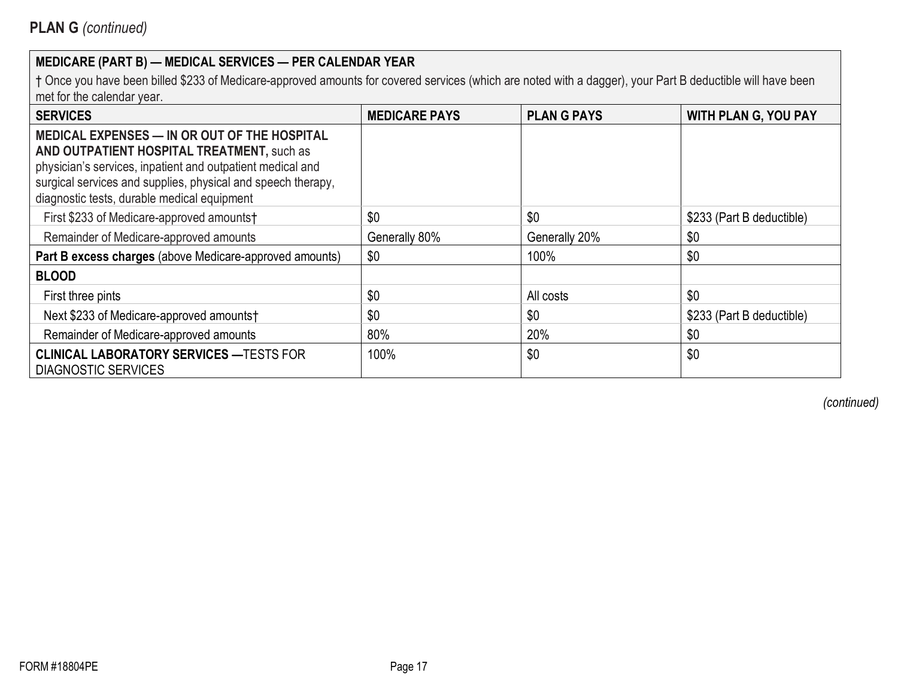## PLAN G *(continued)*

| MEDICARE (PART B) — MEDICAL SERVICES — PER CALENDAR YEAR<br>† Once you have been billed $233 of Medicare-approved amounts for covered services (which are noted with a dagger), your Part B deductible will have been met for the calendar year. | | | |
|---|---|---|---|
| **SERVICES** | **MEDICARE PAYS** | **PLAN G PAYS** | **WITH PLAN G, YOU PAY** |
| **MEDICAL EXPENSES — IN OR OUT OF THE HOSPITAL AND OUTPATIENT HOSPITAL TREATMENT,** such as physician's services, inpatient and outpatient medical and surgical services and supplies, physical and speech therapy, diagnostic tests, durable medical equipment | | | |
| First $233 of Medicare-approved amounts† | $0 | $0 | $233 (Part B deductible) |
| Remainder of Medicare-approved amounts | Generally 80% | Generally 20% | $0 |
| **Part B excess charges** (above Medicare-approved amounts) | $0 | 100% | $0 |
| **BLOOD** | | | |
| First three pints | $0 | All costs | $0 |
| Next $233 of Medicare-approved amounts† | $0 | $0 | $233 (Part B deductible) |
| Remainder of Medicare-approved amounts | 80% | 20% | $0 |
| **CLINICAL LABORATORY SERVICES —**TESTS FOR DIAGNOSTIC SERVICES | 100% | $0 | $0 |

*(continued)*

FORM #18804PE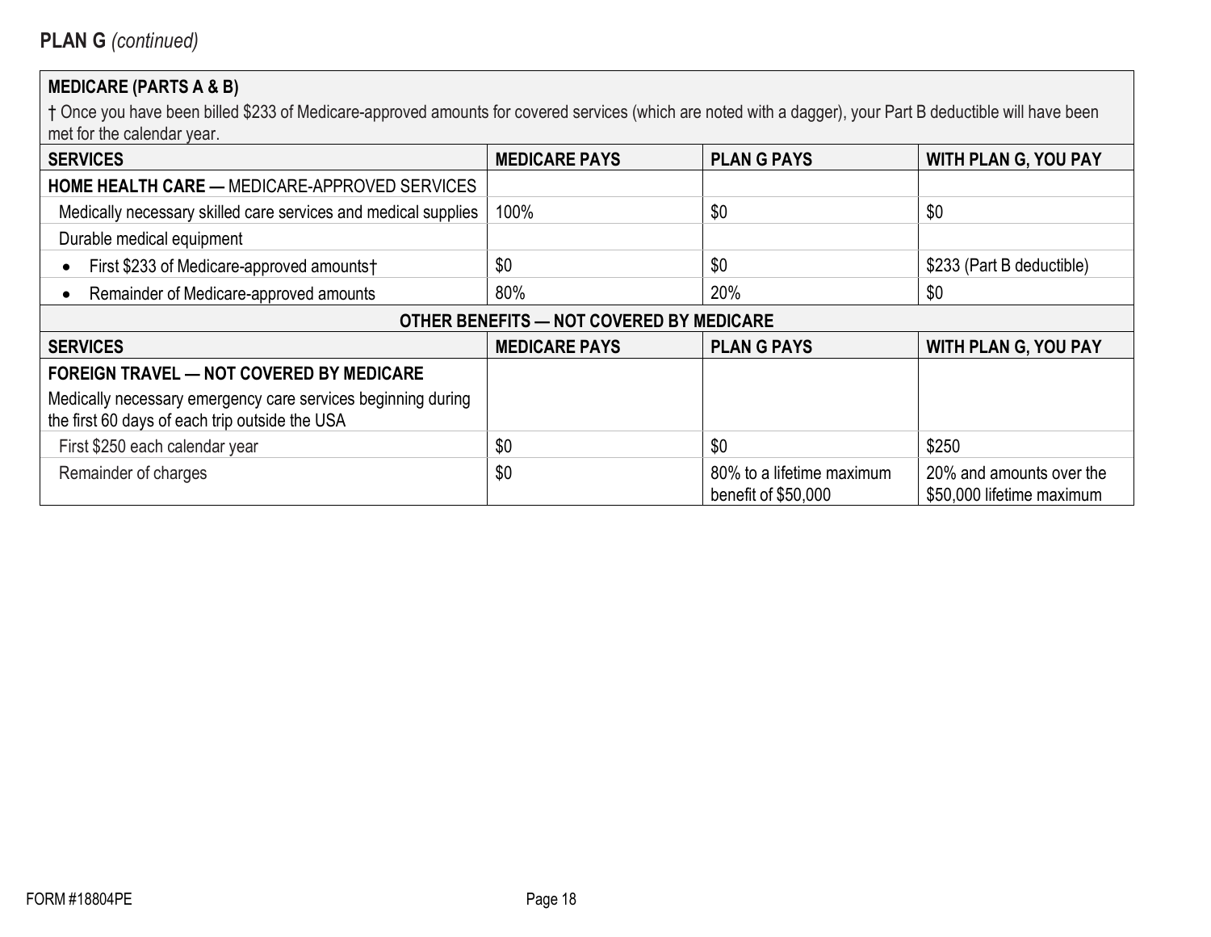## PLAN G *(continued)*

**MEDICARE (PARTS A & B)**

† Once you have been billed $233 of Medicare-approved amounts for covered services (which are noted with a dagger), your Part B deductible will have been met for the calendar year.

| SERVICES | MEDICARE PAYS | PLAN G PAYS | WITH PLAN G, YOU PAY |
|---|---|---|---|
| **HOME HEALTH CARE —** MEDICARE-APPROVED SERVICES | | | |
| Medically necessary skilled care services and medical supplies | 100% | $0 | $0 |
| Durable medical equipment | | | |
| • First $233 of Medicare-approved amounts† | $0 | $0 | $233 (Part B deductible) |
| • Remainder of Medicare-approved amounts | 80% | 20% | $0 |

**OTHER BENEFITS — NOT COVERED BY MEDICARE**

| SERVICES | MEDICARE PAYS | PLAN G PAYS | WITH PLAN G, YOU PAY |
|---|---|---|---|
| **FOREIGN TRAVEL — NOT COVERED BY MEDICARE** Medically necessary emergency care services beginning during the first 60 days of each trip outside the USA | | | |
| First $250 each calendar year | $0 | $0 | $250 |
| Remainder of charges | $0 | 80% to a lifetime maximum benefit of $50,000 | 20% and amounts over the $50,000 lifetime maximum |

FORM #18804PE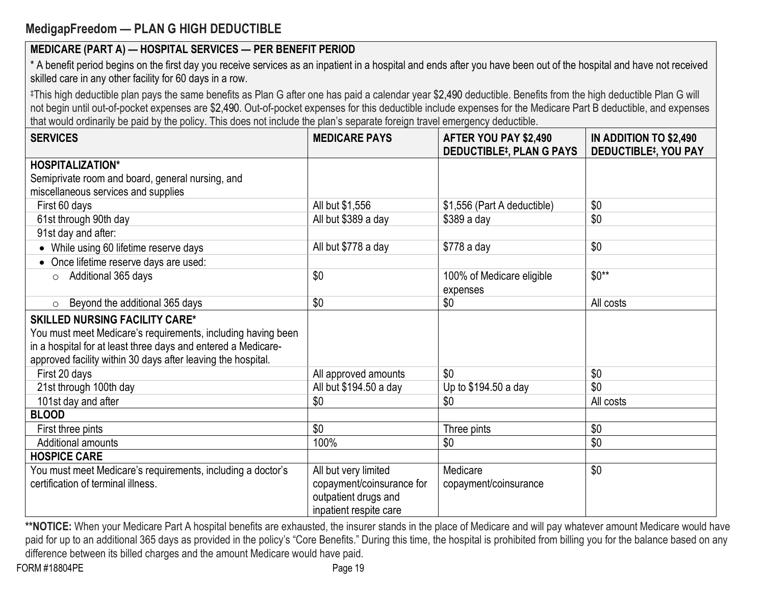## MedigapFreedom — PLAN G HIGH DEDUCTIBLE

**MEDICARE (PART A) — HOSPITAL SERVICES — PER BENEFIT PERIOD**

* A benefit period begins on the first day you receive services as an inpatient in a hospital and ends after you have been out of the hospital and have not received skilled care in any other facility for 60 days in a row.

‡This high deductible plan pays the same benefits as Plan G after one has paid a calendar year $2,490 deductible. Benefits from the high deductible Plan G will not begin until out-of-pocket expenses are $2,490. Out-of-pocket expenses for this deductible include expenses for the Medicare Part B deductible, and expenses that would ordinarily be paid by the policy. This does not include the plan's separate foreign travel emergency deductible.

| SERVICES | MEDICARE PAYS | AFTER YOU PAY $2,490 DEDUCTIBLE‡, PLAN G PAYS | IN ADDITION TO $2,490 DEDUCTIBLE‡, YOU PAY |
|---|---|---|---|
| **HOSPITALIZATION*** Semiprivate room and board, general nursing, and miscellaneous services and supplies | | | |
| First 60 days | All but $1,556 | $1,556 (Part A deductible) | $0 |
| 61st through 90th day | All but $389 a day | $389 a day | $0 |
| 91st day and after: | | | |
| • While using 60 lifetime reserve days | All but $778 a day | $778 a day | $0 |
| • Once lifetime reserve days are used: | | | |
| ○ Additional 365 days | $0 | 100% of Medicare eligible expenses | $0** |
| ○ Beyond the additional 365 days | $0 | $0 | All costs |
| **SKILLED NURSING FACILITY CARE*** You must meet Medicare's requirements, including having been in a hospital for at least three days and entered a Medicare-approved facility within 30 days after leaving the hospital. | | | |
| First 20 days | All approved amounts | $0 | $0 |
| 21st through 100th day | All but $194.50 a day | Up to $194.50 a day | $0 |
| 101st day and after | $0 | $0 | All costs |
| **BLOOD** | | | |
| First three pints | $0 | Three pints | $0 |
| Additional amounts | 100% | $0 | $0 |
| **HOSPICE CARE** | | | |
| You must meet Medicare's requirements, including a doctor's certification of terminal illness. | All but very limited copayment/coinsurance for outpatient drugs and inpatient respite care | Medicare copayment/coinsurance | $0 |

****NOTICE:** When your Medicare Part A hospital benefits are exhausted, the insurer stands in the place of Medicare and will pay whatever amount Medicare would have paid for up to an additional 365 days as provided in the policy's "Core Benefits." During this time, the hospital is prohibited from billing you for the balance based on any difference between its billed charges and the amount Medicare would have paid.

FORM #18804PE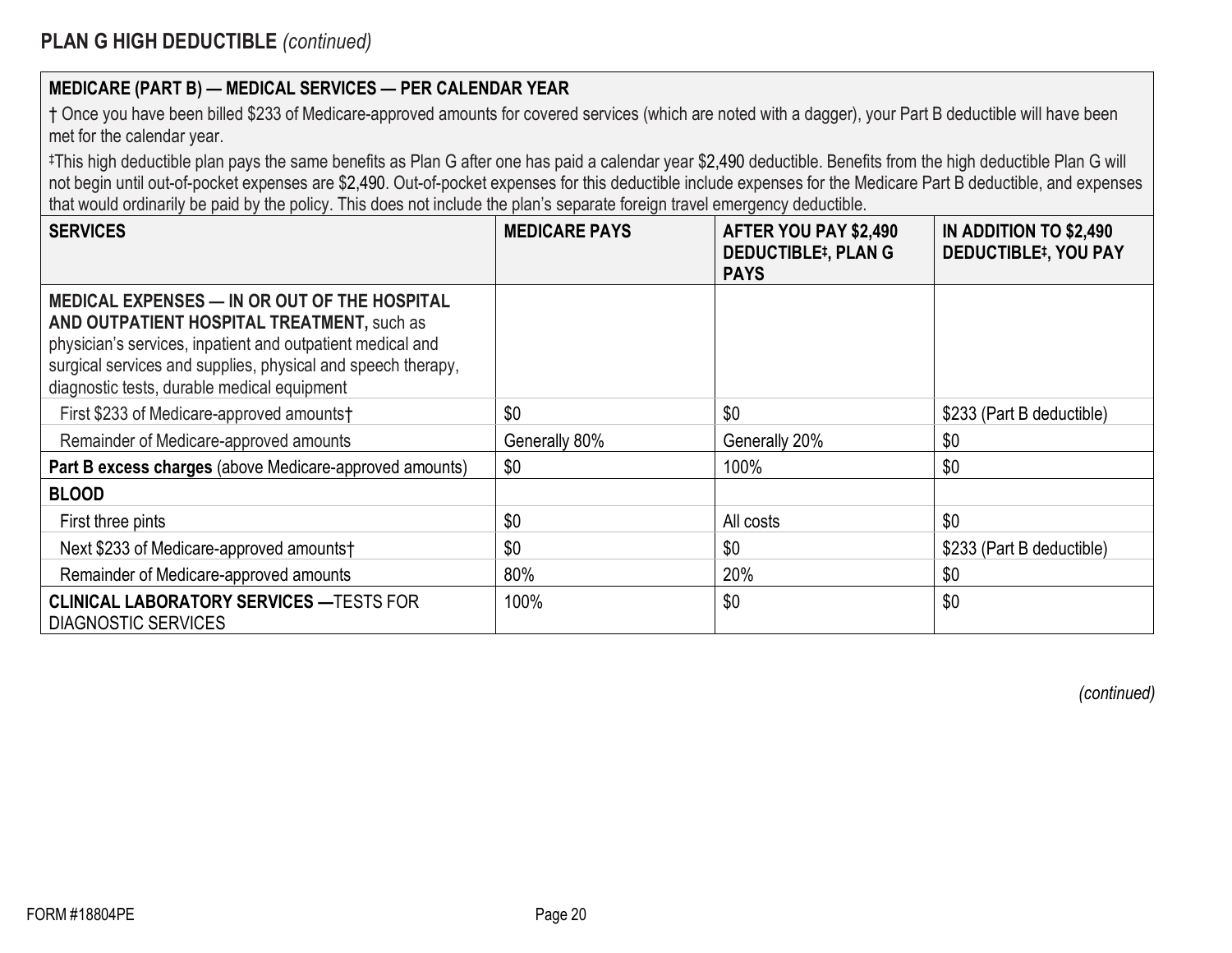## PLAN G HIGH DEDUCTIBLE *(continued)*

**MEDICARE (PART B) — MEDICAL SERVICES — PER CALENDAR YEAR**

† Once you have been billed $233 of Medicare-approved amounts for covered services (which are noted with a dagger), your Part B deductible will have been met for the calendar year.

‡This high deductible plan pays the same benefits as Plan G after one has paid a calendar year $2,490 deductible. Benefits from the high deductible Plan G will not begin until out-of-pocket expenses are $2,490. Out-of-pocket expenses for this deductible include expenses for the Medicare Part B deductible, and expenses that would ordinarily be paid by the policy. This does not include the plan's separate foreign travel emergency deductible.

| SERVICES | MEDICARE PAYS | AFTER YOU PAY $2,490 DEDUCTIBLE‡, PLAN G PAYS | IN ADDITION TO $2,490 DEDUCTIBLE‡, YOU PAY |
|---|---|---|---|
| **MEDICAL EXPENSES — IN OR OUT OF THE HOSPITAL AND OUTPATIENT HOSPITAL TREATMENT,** such as physician's services, inpatient and outpatient medical and surgical services and supplies, physical and speech therapy, diagnostic tests, durable medical equipment | | | |
| First $233 of Medicare-approved amounts† | $0 | $0 | $233 (Part B deductible) |
| Remainder of Medicare-approved amounts | Generally 80% | Generally 20% | $0 |
| **Part B excess charges** (above Medicare-approved amounts) | $0 | 100% | $0 |
| **BLOOD** | | | |
| First three pints | $0 | All costs | $0 |
| Next $233 of Medicare-approved amounts† | $0 | $0 | $233 (Part B deductible) |
| Remainder of Medicare-approved amounts | 80% | 20% | $0 |
| **CLINICAL LABORATORY SERVICES —**TESTS FOR DIAGNOSTIC SERVICES | 100% | $0 | $0 |

*(continued)*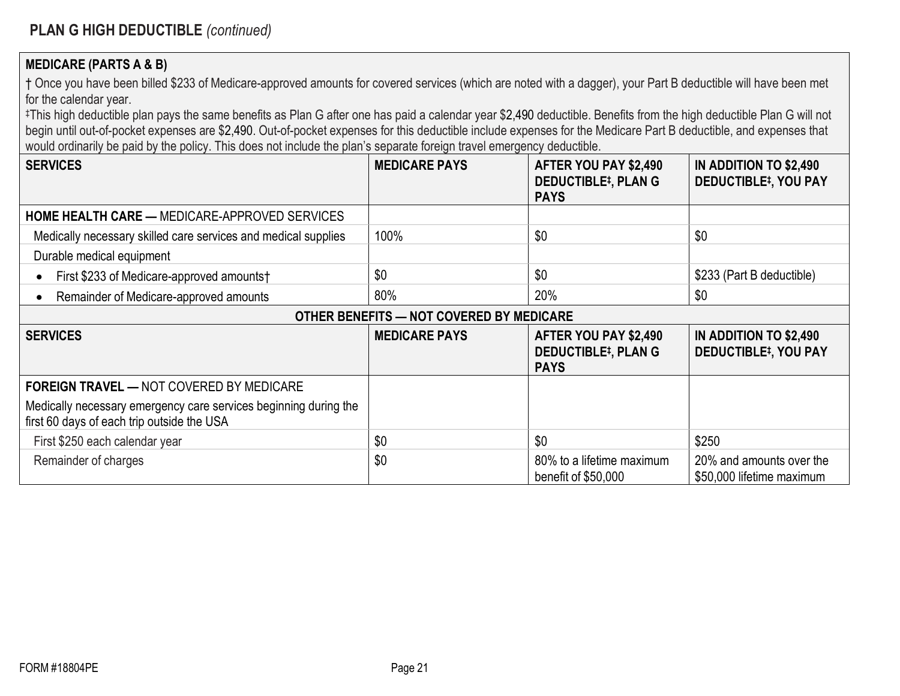## PLAN G HIGH DEDUCTIBLE *(continued)*

**MEDICARE (PARTS A & B)**

† Once you have been billed $233 of Medicare-approved amounts for covered services (which are noted with a dagger), your Part B deductible will have been met for the calendar year.

‡This high deductible plan pays the same benefits as Plan G after one has paid a calendar year $2,490 deductible. Benefits from the high deductible Plan G will not begin until out-of-pocket expenses are $2,490. Out-of-pocket expenses for this deductible include expenses for the Medicare Part B deductible, and expenses that would ordinarily be paid by the policy. This does not include the plan's separate foreign travel emergency deductible.

| SERVICES | MEDICARE PAYS | AFTER YOU PAY $2,490 DEDUCTIBLE‡, PLAN G PAYS | IN ADDITION TO $2,490 DEDUCTIBLE‡, YOU PAY |
|---|---|---|---|
| **HOME HEALTH CARE —** MEDICARE-APPROVED SERVICES | | | |
| Medically necessary skilled care services and medical supplies | 100% | $0 | $0 |
| Durable medical equipment | | | |
| • First $233 of Medicare-approved amounts† | $0 | $0 | $233 (Part B deductible) |
| • Remainder of Medicare-approved amounts | 80% | 20% | $0 |

**OTHER BENEFITS — NOT COVERED BY MEDICARE**

| SERVICES | MEDICARE PAYS | AFTER YOU PAY $2,490 DEDUCTIBLE‡, PLAN G PAYS | IN ADDITION TO $2,490 DEDUCTIBLE‡, YOU PAY |
|---|---|---|---|
| **FOREIGN TRAVEL —** NOT COVERED BY MEDICARE<br>Medically necessary emergency care services beginning during the first 60 days of each trip outside the USA | | | |
| First $250 each calendar year | $0 | $0 | $250 |
| Remainder of charges | $0 | 80% to a lifetime maximum benefit of $50,000 | 20% and amounts over the $50,000 lifetime maximum |

FORM #18804PE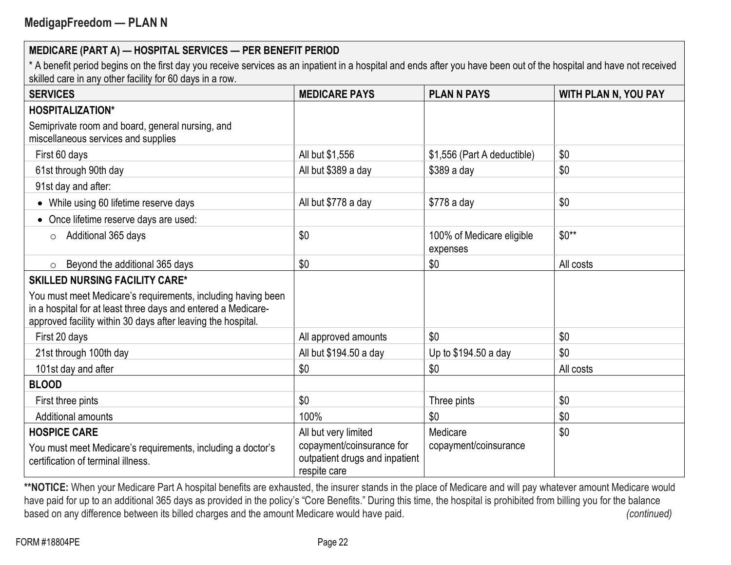## MedigapFreedom — PLAN N

| MEDICARE (PART A) — HOSPITAL SERVICES — PER BENEFIT PERIOD<br>* A benefit period begins on the first day you receive services as an inpatient in a hospital and ends after you have been out of the hospital and have not received skilled care in any other facility for 60 days in a row. | | | |
|---|---|---|---|
| **SERVICES** | **MEDICARE PAYS** | **PLAN N PAYS** | **WITH PLAN N, YOU PAY** |
| **HOSPITALIZATION***<br>Semiprivate room and board, general nursing, and miscellaneous services and supplies | | | |
| First 60 days | All but $1,556 | $1,556 (Part A deductible) | $0 |
| 61st through 90th day | All but $389 a day | $389 a day | $0 |
| 91st day and after: | | | |
| • While using 60 lifetime reserve days | All but $778 a day | $778 a day | $0 |
| • Once lifetime reserve days are used: | | | |
| ○ Additional 365 days | $0 | 100% of Medicare eligible expenses | $0** |
| ○ Beyond the additional 365 days | $0 | $0 | All costs |
| **SKILLED NURSING FACILITY CARE***<br>You must meet Medicare's requirements, including having been in a hospital for at least three days and entered a Medicare-approved facility within 30 days after leaving the hospital. | | | |
| First 20 days | All approved amounts | $0 | $0 |
| 21st through 100th day | All but $194.50 a day | Up to $194.50 a day | $0 |
| 101st day and after | $0 | $0 | All costs |
| **BLOOD** | | | |
| First three pints | $0 | Three pints | $0 |
| Additional amounts | 100% | $0 | $0 |
| **HOSPICE CARE**<br>You must meet Medicare's requirements, including a doctor's certification of terminal illness. | All but very limited copayment/coinsurance for outpatient drugs and inpatient respite care | Medicare copayment/coinsurance | $0 |

****NOTICE:** When your Medicare Part A hospital benefits are exhausted, the insurer stands in the place of Medicare and will pay whatever amount Medicare would have paid for up to an additional 365 days as provided in the policy's "Core Benefits." During this time, the hospital is prohibited from billing you for the balance based on any difference between its billed charges and the amount Medicare would have paid. *(continued)*

FORM #18804PE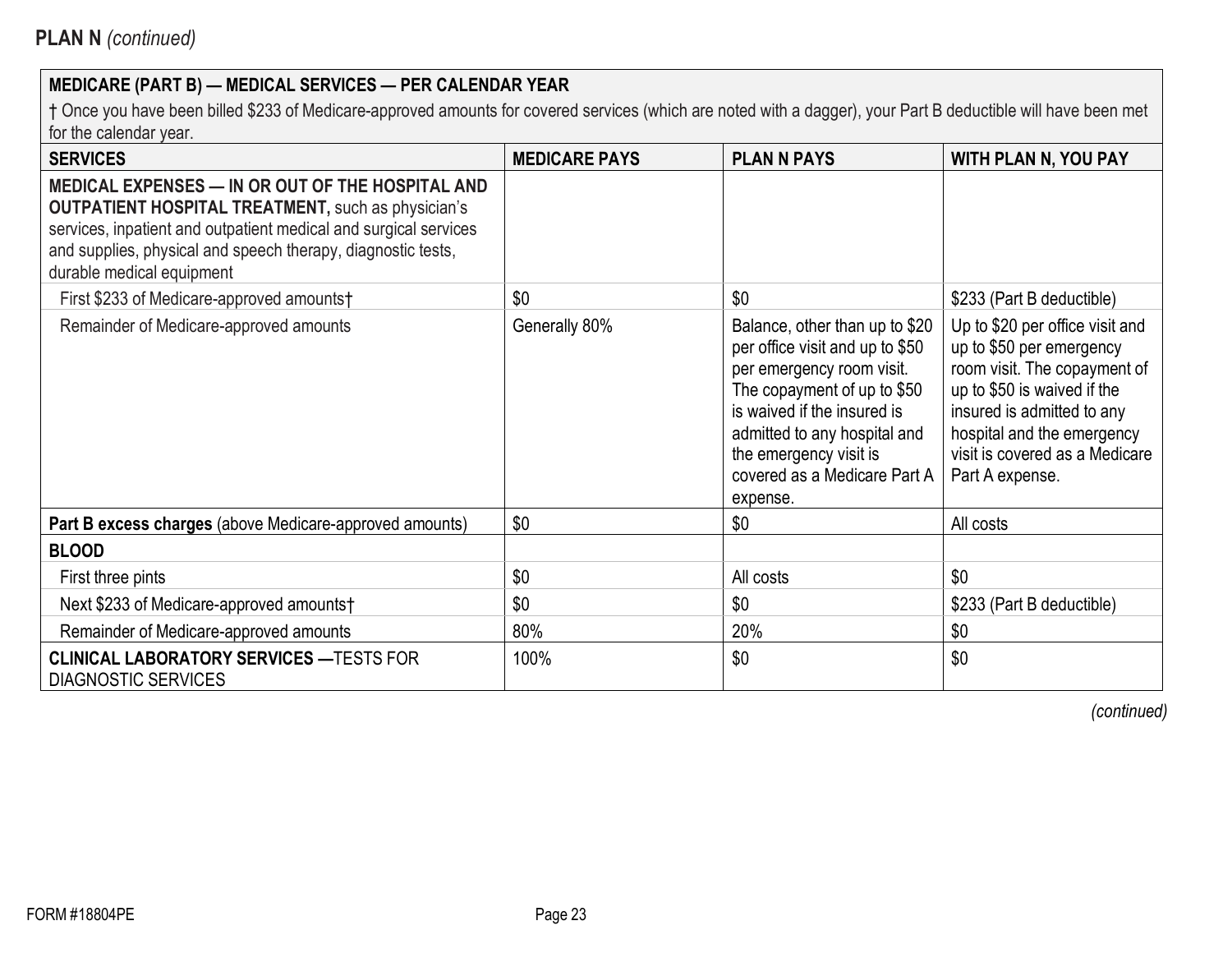**PLAN N** *(continued)*

| **MEDICARE (PART B) — MEDICAL SERVICES — PER CALENDAR YEAR**<br>† Once you have been billed $233 of Medicare-approved amounts for covered services (which are noted with a dagger), your Part B deductible will have been met for the calendar year. | | | |
|---|---|---|---|
| **SERVICES** | **MEDICARE PAYS** | **PLAN N PAYS** | **WITH PLAN N, YOU PAY** |
| **MEDICAL EXPENSES — IN OR OUT OF THE HOSPITAL AND OUTPATIENT HOSPITAL TREATMENT,** such as physician's services, inpatient and outpatient medical and surgical services and supplies, physical and speech therapy, diagnostic tests, durable medical equipment | | | |
| First $233 of Medicare-approved amounts† | $0 | $0 | $233 (Part B deductible) |
| Remainder of Medicare-approved amounts | Generally 80% | Balance, other than up to $20 per office visit and up to $50 per emergency room visit. The copayment of up to $50 is waived if the insured is admitted to any hospital and the emergency visit is covered as a Medicare Part A expense. | Up to $20 per office visit and up to $50 per emergency room visit. The copayment of up to $50 is waived if the insured is admitted to any hospital and the emergency visit is covered as a Medicare Part A expense. |
| **Part B excess charges** (above Medicare-approved amounts) | $0 | $0 | All costs |
| **BLOOD** | | | |
| First three pints | $0 | All costs | $0 |
| Next $233 of Medicare-approved amounts† | $0 | $0 | $233 (Part B deductible) |
| Remainder of Medicare-approved amounts | 80% | 20% | $0 |
| **CLINICAL LABORATORY SERVICES —**TESTS FOR DIAGNOSTIC SERVICES | 100% | $0 | $0 |

*(continued)*

FORM #18804PE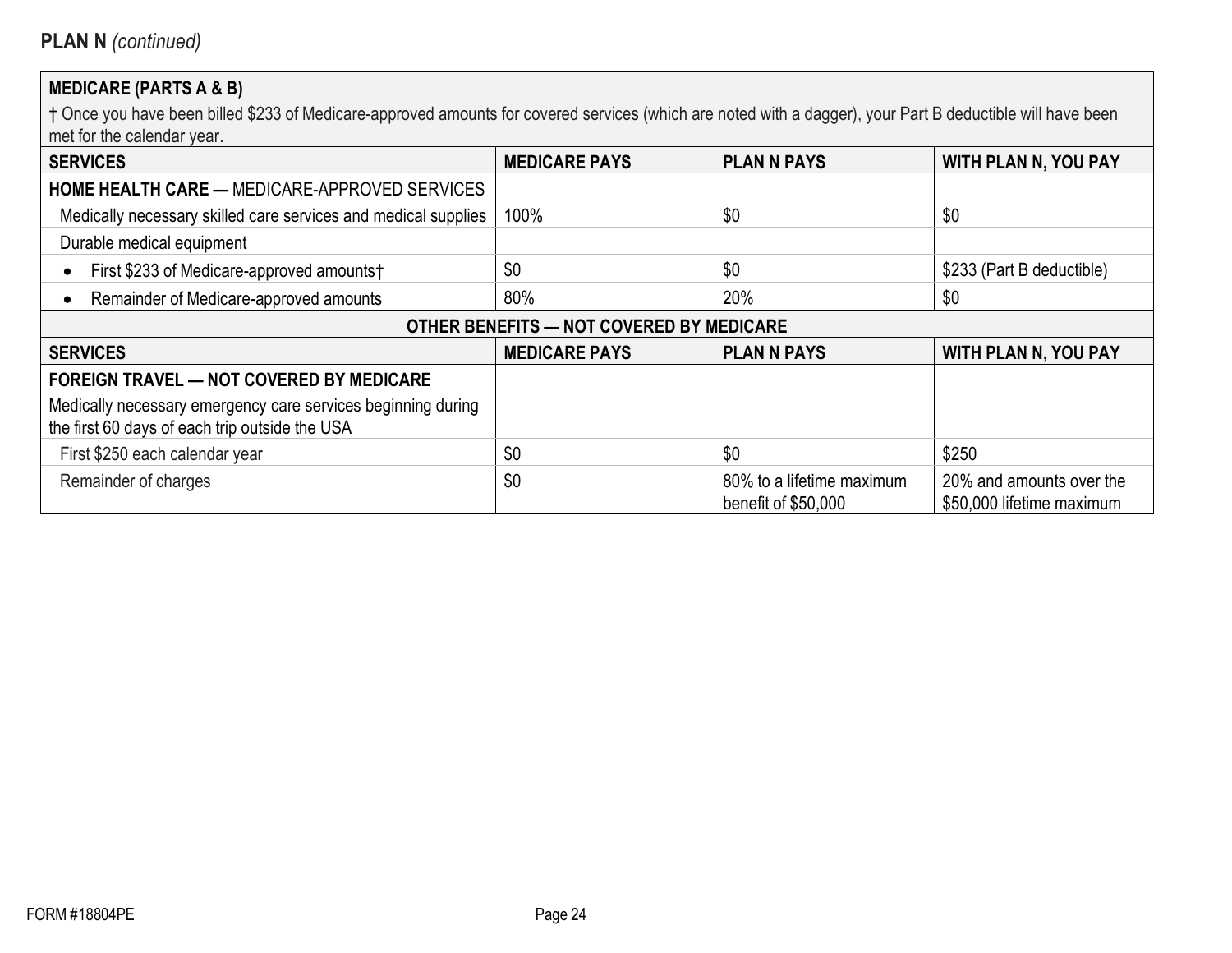**PLAN N** *(continued)*

| MEDICARE (PARTS A & B) | | | |
|---|---|---|---|
| † Once you have been billed $233 of Medicare-approved amounts for covered services (which are noted with a dagger), your Part B deductible will have been met for the calendar year. | | | |
| **SERVICES** | **MEDICARE PAYS** | **PLAN N PAYS** | **WITH PLAN N, YOU PAY** |
| **HOME HEALTH CARE —** MEDICARE-APPROVED SERVICES | | | |
| Medically necessary skilled care services and medical supplies | 100% | $0 | $0 |
| Durable medical equipment | | | |
| • First $233 of Medicare-approved amounts† | $0 | $0 | $233 (Part B deductible) |
| • Remainder of Medicare-approved amounts | 80% | 20% | $0 |

| OTHER BENEFITS — NOT COVERED BY MEDICARE | | | |
|---|---|---|---|
| **SERVICES** | **MEDICARE PAYS** | **PLAN N PAYS** | **WITH PLAN N, YOU PAY** |
| **FOREIGN TRAVEL — NOT COVERED BY MEDICARE** Medically necessary emergency care services beginning during the first 60 days of each trip outside the USA | | | |
| First $250 each calendar year | $0 | $0 | $250 |
| Remainder of charges | $0 | 80% to a lifetime maximum benefit of $50,000 | 20% and amounts over the $50,000 lifetime maximum |

FORM #18804PE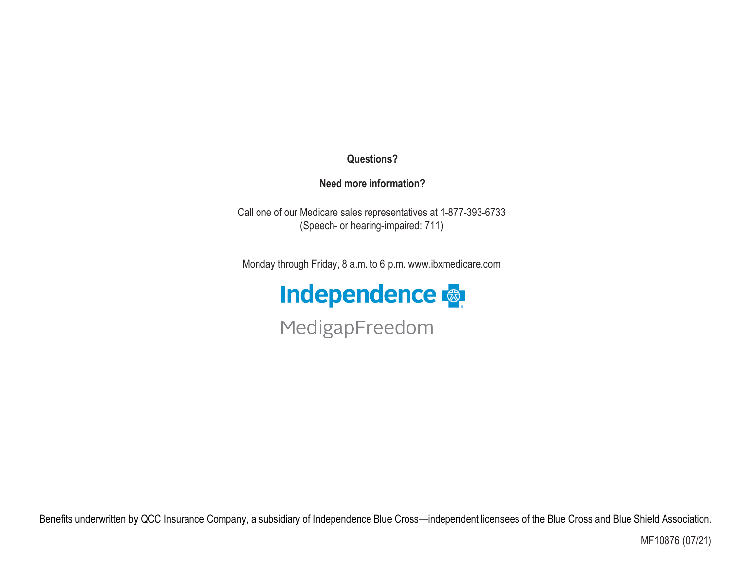**Questions?**

**Need more information?**

Call one of our Medicare sales representatives at 1-877-393-6733
(Speech- or hearing-impaired: 711)

Monday through Friday, 8 a.m. to 6 p.m. www.ibxmedicare.com

Independence

MedigapFreedom

Benefits underwritten by QCC Insurance Company, a subsidiary of Independence Blue Cross—independent licensees of the Blue Cross and Blue Shield Association.

MF10876 (07/21)